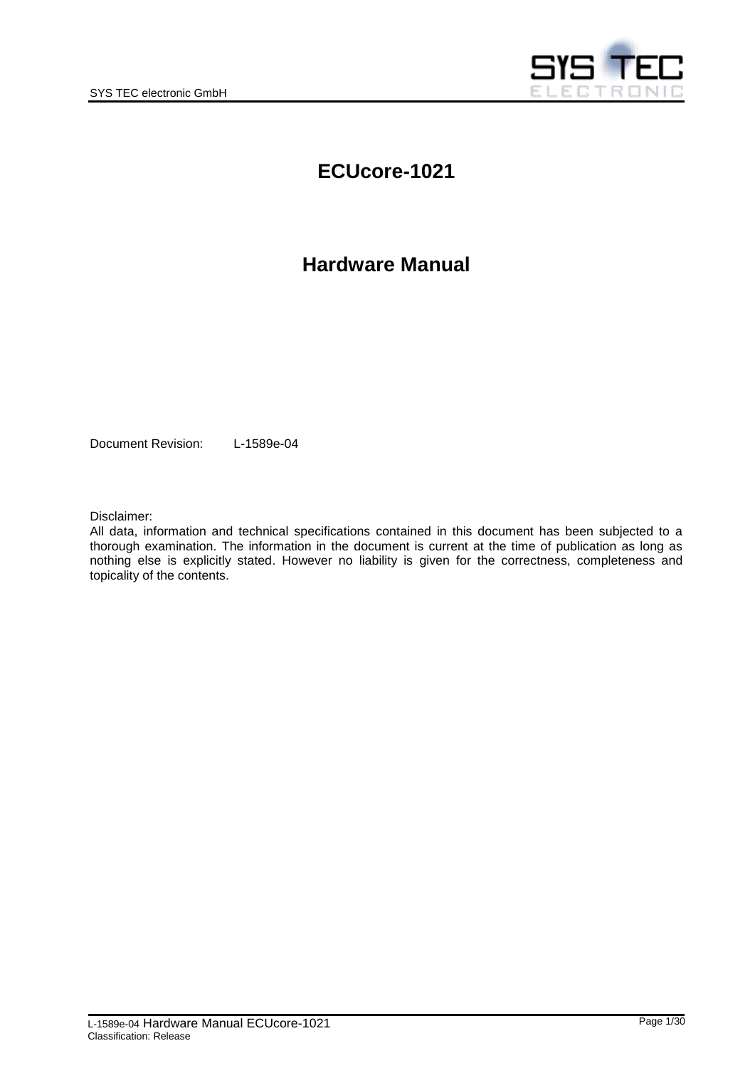# ECUcore-1021

# Hardware Manual

Document Revision: L-1589e-04

Disclaimer:
All data, information and technical specifications contained in this document has been subjected to a thorough examination. The information in the document is current at the time of publication as long as nothing else is explicitly stated. However no liability is given for the correctness, completeness and topicality of the contents.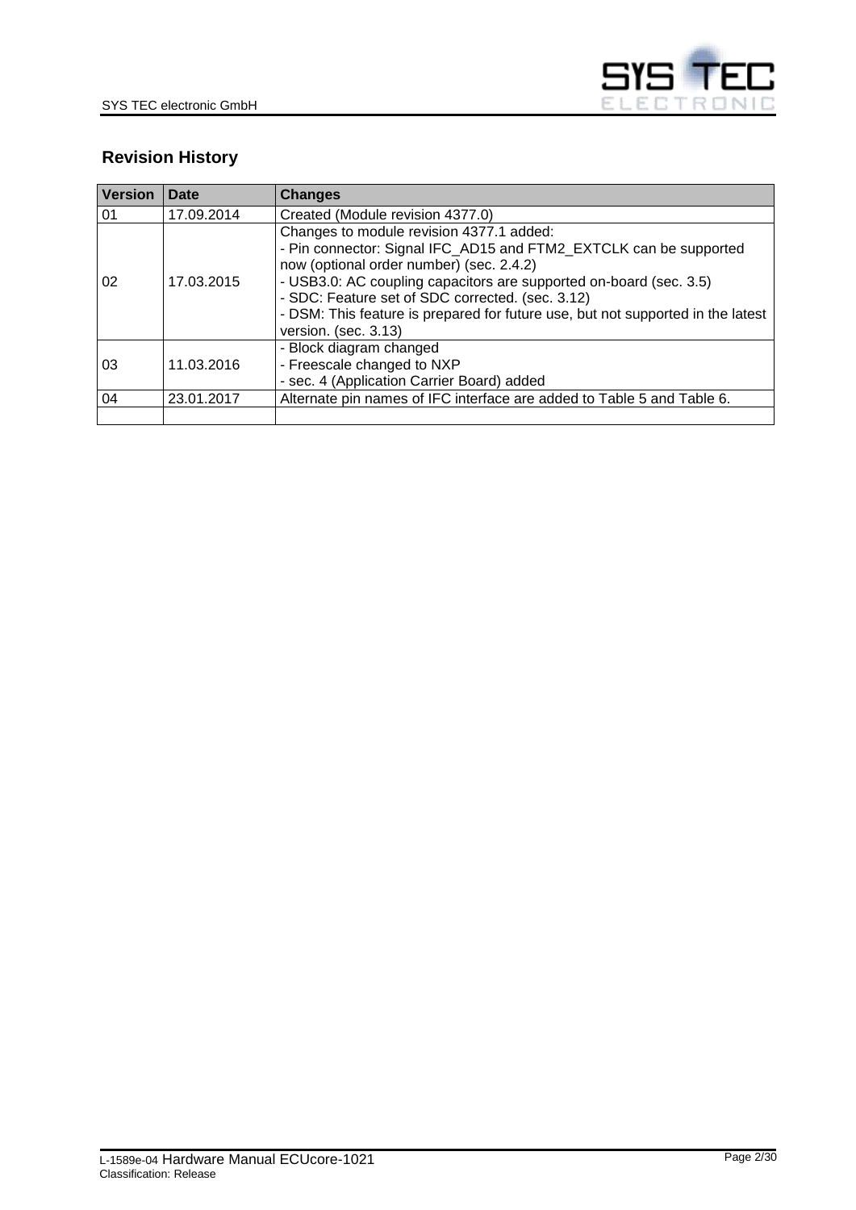## Revision History

| Version | Date | Changes |
|---|---|---|
| 01 | 17.09.2014 | Created (Module revision 4377.0) |
| 02 | 17.03.2015 | Changes to module revision 4377.1 added:<br>- Pin connector: Signal IFC_AD15 and FTM2_EXTCLK can be supported now (optional order number) (sec. 2.4.2)<br>- USB3.0: AC coupling capacitors are supported on-board (sec. 3.5)<br>- SDC: Feature set of SDC corrected. (sec. 3.12)<br>- DSM: This feature is prepared for future use, but not supported in the latest version. (sec. 3.13) |
| 03 | 11.03.2016 | - Block diagram changed<br>- Freescale changed to NXP<br>- sec. 4 (Application Carrier Board) added |
| 04 | 23.01.2017 | Alternate pin names of IFC interface are added to Table 5 and Table 6. |
| | | |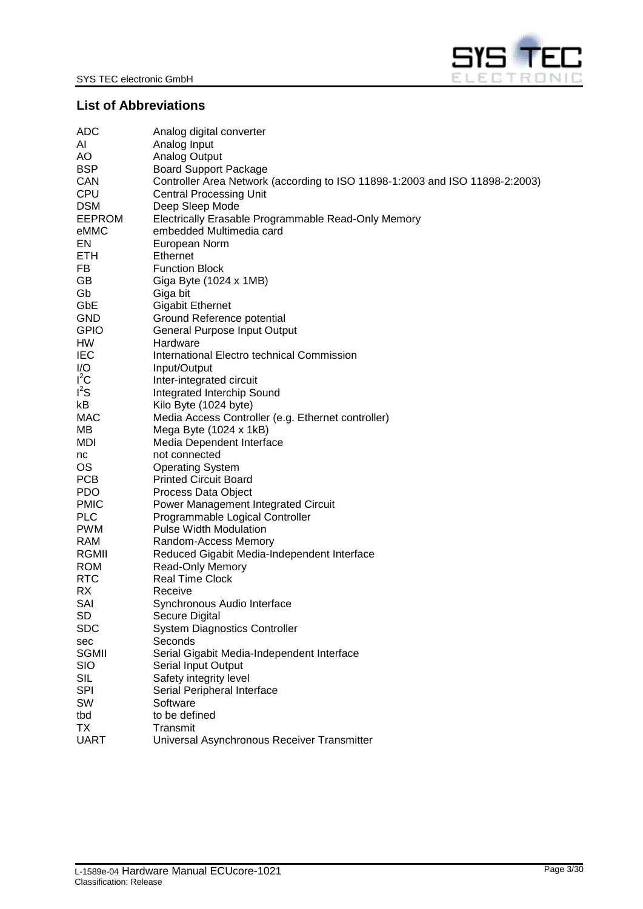## List of Abbreviations

| | |
|---|---|
| ADC | Analog digital converter |
| AI | Analog Input |
| AO | Analog Output |
| BSP | Board Support Package |
| CAN | Controller Area Network (according to ISO 11898-1:2003 and ISO 11898-2:2003) |
| CPU | Central Processing Unit |
| DSM | Deep Sleep Mode |
| EEPROM | Electrically Erasable Programmable Read-Only Memory |
| eMMC | embedded Multimedia card |
| EN | European Norm |
| ETH | Ethernet |
| FB | Function Block |
| GB | Giga Byte (1024 x 1MB) |
| Gb | Giga bit |
| GbE | Gigabit Ethernet |
| GND | Ground Reference potential |
| GPIO | General Purpose Input Output |
| HW | Hardware |
| IEC | International Electro technical Commission |
| I/O | Input/Output |
| $I^2C$ | Inter-integrated circuit |
| $I^2S$ | Integrated Interchip Sound |
| kB | Kilo Byte (1024 byte) |
| MAC | Media Access Controller (e.g. Ethernet controller) |
| MB | Mega Byte (1024 x 1kB) |
| MDI | Media Dependent Interface |
| nc | not connected |
| OS | Operating System |
| PCB | Printed Circuit Board |
| PDO | Process Data Object |
| PMIC | Power Management Integrated Circuit |
| PLC | Programmable Logical Controller |
| PWM | Pulse Width Modulation |
| RAM | Random-Access Memory |
| RGMII | Reduced Gigabit Media-Independent Interface |
| ROM | Read-Only Memory |
| RTC | Real Time Clock |
| RX | Receive |
| SAI | Synchronous Audio Interface |
| SD | Secure Digital |
| SDC | System Diagnostics Controller |
| sec | Seconds |
| SGMII | Serial Gigabit Media-Independent Interface |
| SIO | Serial Input Output |
| SIL | Safety integrity level |
| SPI | Serial Peripheral Interface |
| SW | Software |
| tbd | to be defined |
| TX | Transmit |
| UART | Universal Asynchronous Receiver Transmitter |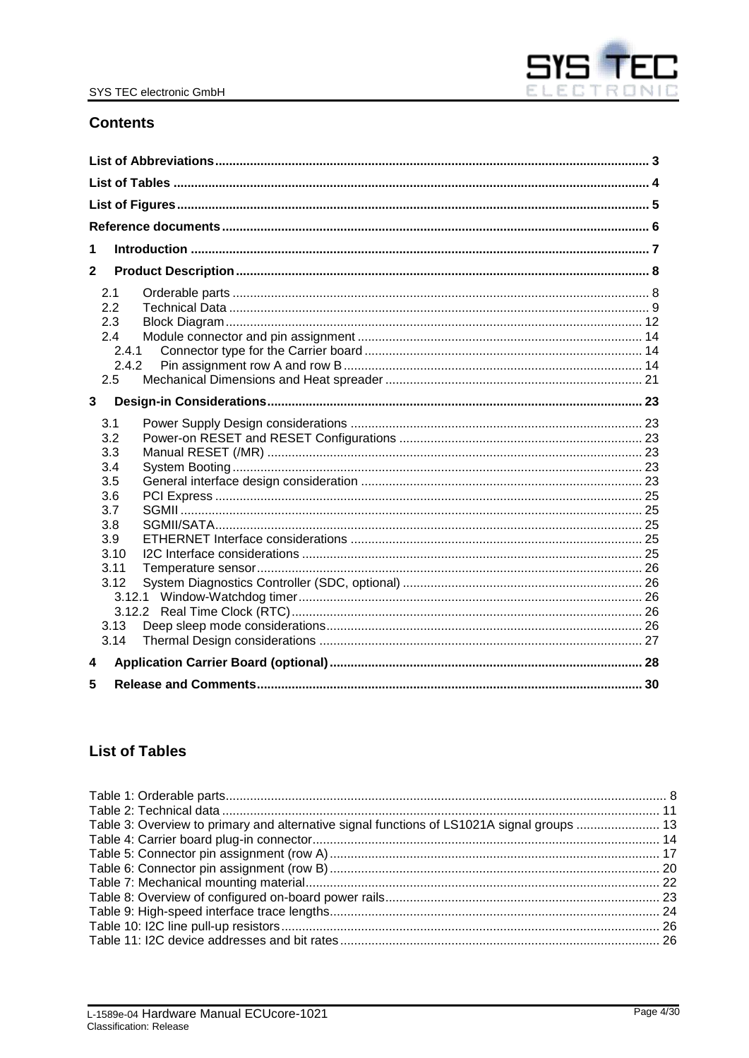## Contents

**List of Abbreviations** ........................................................................................................................... 3
**List of Tables** ....................................................................................................................................... 4
**List of Figures** ..................................................................................................................................... 5
**Reference documents** ......................................................................................................................... 6
**1 Introduction** .................................................................................................................................. 7
**2 Product Description** ..................................................................................................................... 8
2.1 Orderable parts ....................................................................................................................... 8
2.2 Technical Data ........................................................................................................................ 9
2.3 Block Diagram ........................................................................................................................ 12
2.4 Module connector and pin assignment .................................................................................. 14
2.4.1 Connector type for the Carrier board ................................................................................ 14
2.4.2 Pin assignment row A and row B ...................................................................................... 14
2.5 Mechanical Dimensions and Heat spreader .......................................................................... 21
**3 Design-in Considerations** ........................................................................................................... 23
3.1 Power Supply Design considerations ................................................................................... 23
3.2 Power-on RESET and RESET Configurations ...................................................................... 23
3.3 Manual RESET (/MR) ........................................................................................................... 23
3.4 System Booting ..................................................................................................................... 23
3.5 General interface design consideration ................................................................................. 23
3.6 PCI Express .......................................................................................................................... 25
3.7 SGMII .................................................................................................................................... 25
3.8 SGMII/SATA .......................................................................................................................... 25
3.9 ETHERNET Interface considerations .................................................................................... 25
3.10 I2C Interface considerations ................................................................................................. 25
3.11 Temperature sensor .............................................................................................................. 26
3.12 System Diagnostics Controller (SDC, optional) ..................................................................... 26
3.12.1 Window-Watchdog timer ................................................................................................... 26
3.12.2 Real Time Clock (RTC) ..................................................................................................... 26
3.13 Deep sleep mode considerations ........................................................................................... 26
3.14 Thermal Design considerations ............................................................................................ 27
**4 Application Carrier Board (optional)** ......................................................................................... 28
**5 Release and Comments** .............................................................................................................. 30

## List of Tables

Table 1: Orderable parts ............................................................................................................................. 8
Table 2: Technical data ............................................................................................................................ 11
Table 3: Overview to primary and alternative signal functions of LS1021A signal groups ........................ 13
Table 4: Carrier board plug-in connector ................................................................................................... 14
Table 5: Connector pin assignment (row A) .............................................................................................. 17
Table 6: Connector pin assignment (row B) .............................................................................................. 20
Table 7: Mechanical mounting material ..................................................................................................... 22
Table 8: Overview of configured on-board power rails .............................................................................. 23
Table 9: High-speed interface trace lengths .............................................................................................. 24
Table 10: I2C line pull-up resistors ............................................................................................................ 26
Table 11: I2C device addresses and bit rates ........................................................................................... 26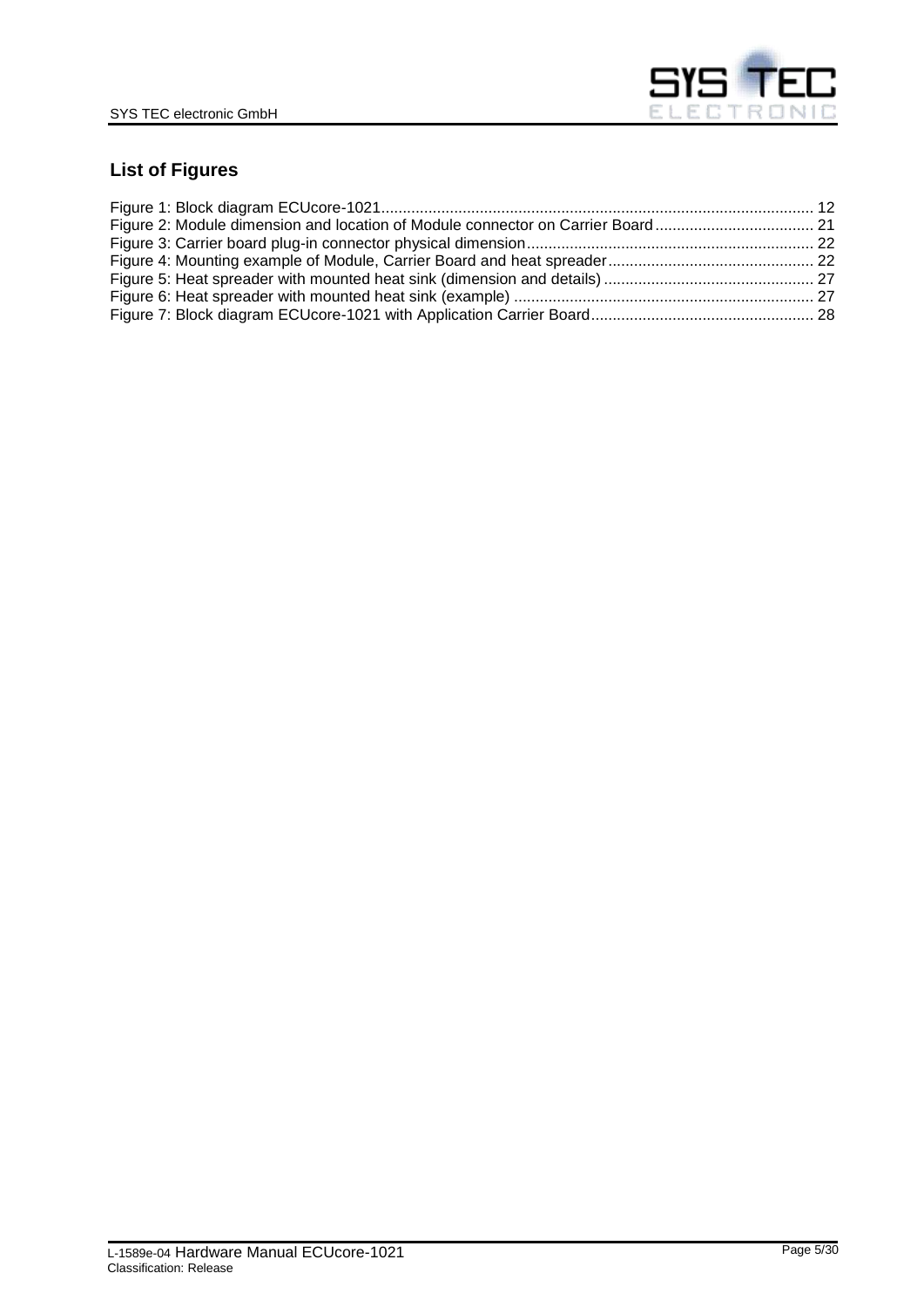## List of Figures

Figure 1: Block diagram ECUcore-1021 .......... 12
Figure 2: Module dimension and location of Module connector on Carrier Board .......... 21
Figure 3: Carrier board plug-in connector physical dimension .......... 22
Figure 4: Mounting example of Module, Carrier Board and heat spreader .......... 22
Figure 5: Heat spreader with mounted heat sink (dimension and details) .......... 27
Figure 6: Heat spreader with mounted heat sink (example) .......... 27
Figure 7: Block diagram ECUcore-1021 with Application Carrier Board .......... 28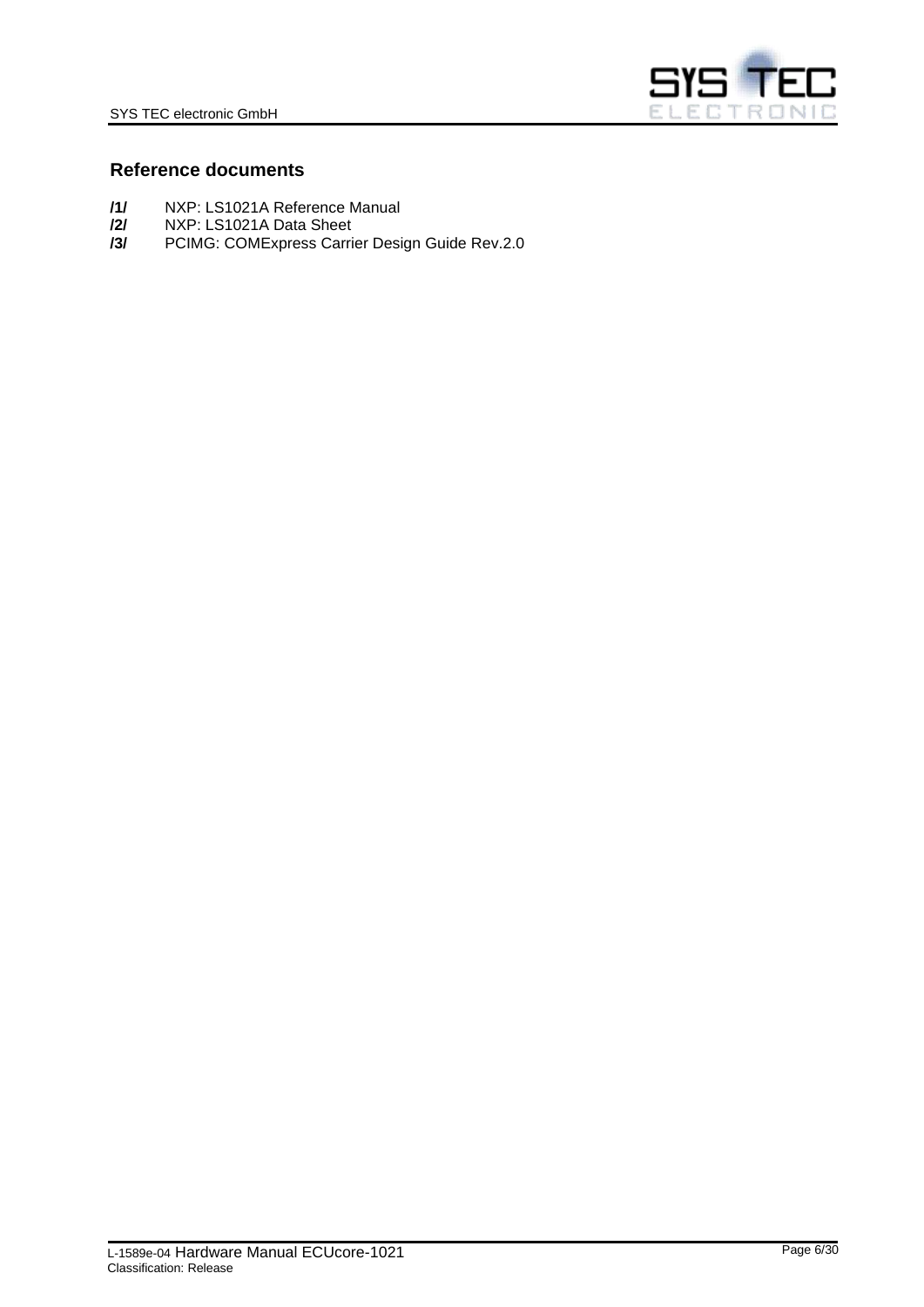## Reference documents

**/1/** NXP: LS1021A Reference Manual
**/2/** NXP: LS1021A Data Sheet
**/3/** PCIMG: COMExpress Carrier Design Guide Rev.2.0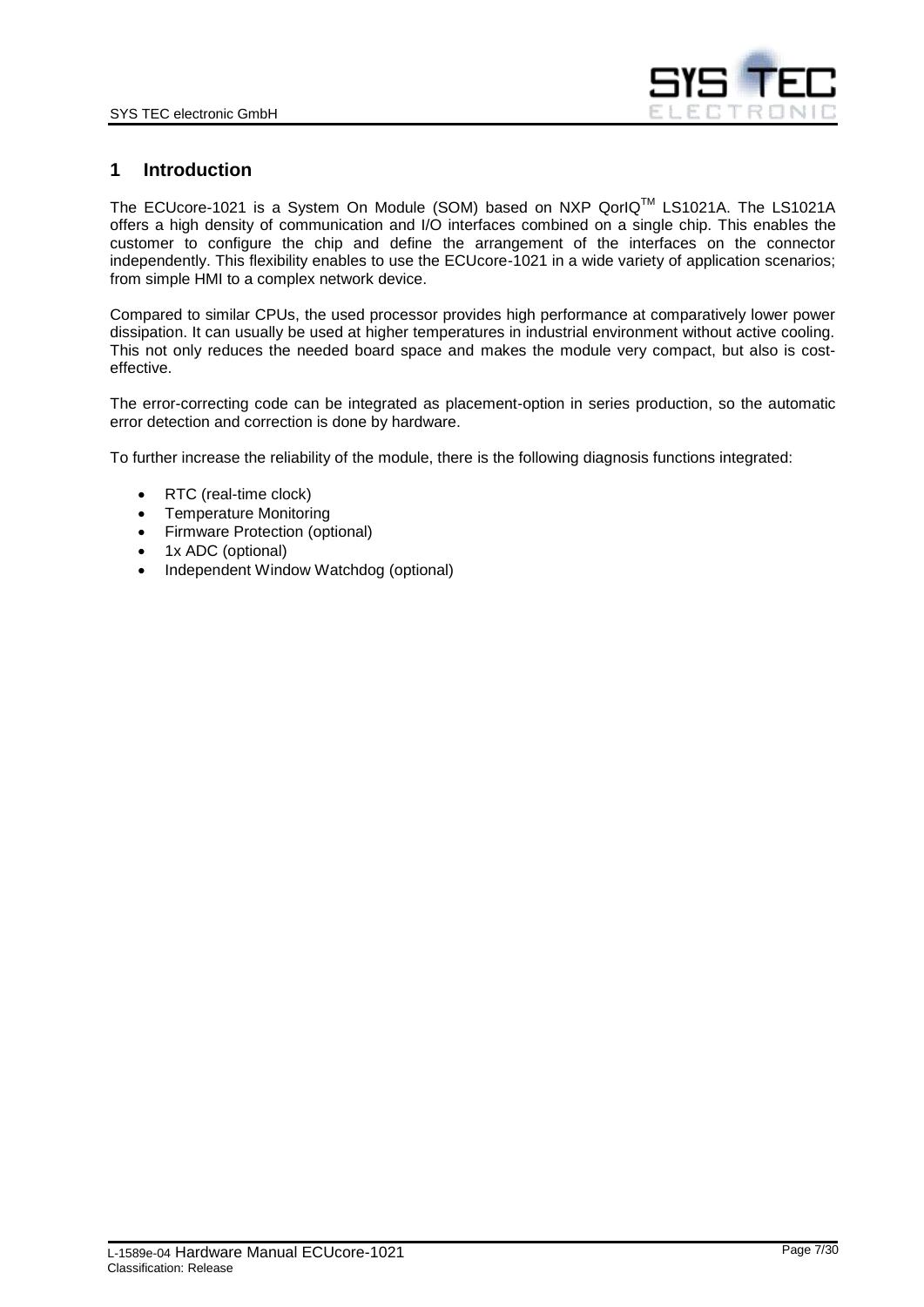# 1 Introduction

The ECUcore-1021 is a System On Module (SOM) based on NXP QorIQ$^{TM}$ LS1021A. The LS1021A offers a high density of communication and I/O interfaces combined on a single chip. This enables the customer to configure the chip and define the arrangement of the interfaces on the connector independently. This flexibility enables to use the ECUcore-1021 in a wide variety of application scenarios; from simple HMI to a complex network device.

Compared to similar CPUs, the used processor provides high performance at comparatively lower power dissipation. It can usually be used at higher temperatures in industrial environment without active cooling. This not only reduces the needed board space and makes the module very compact, but also is cost-effective.

The error-correcting code can be integrated as placement-option in series production, so the automatic error detection and correction is done by hardware.

To further increase the reliability of the module, there is the following diagnosis functions integrated:

- RTC (real-time clock)
- Temperature Monitoring
- Firmware Protection (optional)
- 1x ADC (optional)
- Independent Window Watchdog (optional)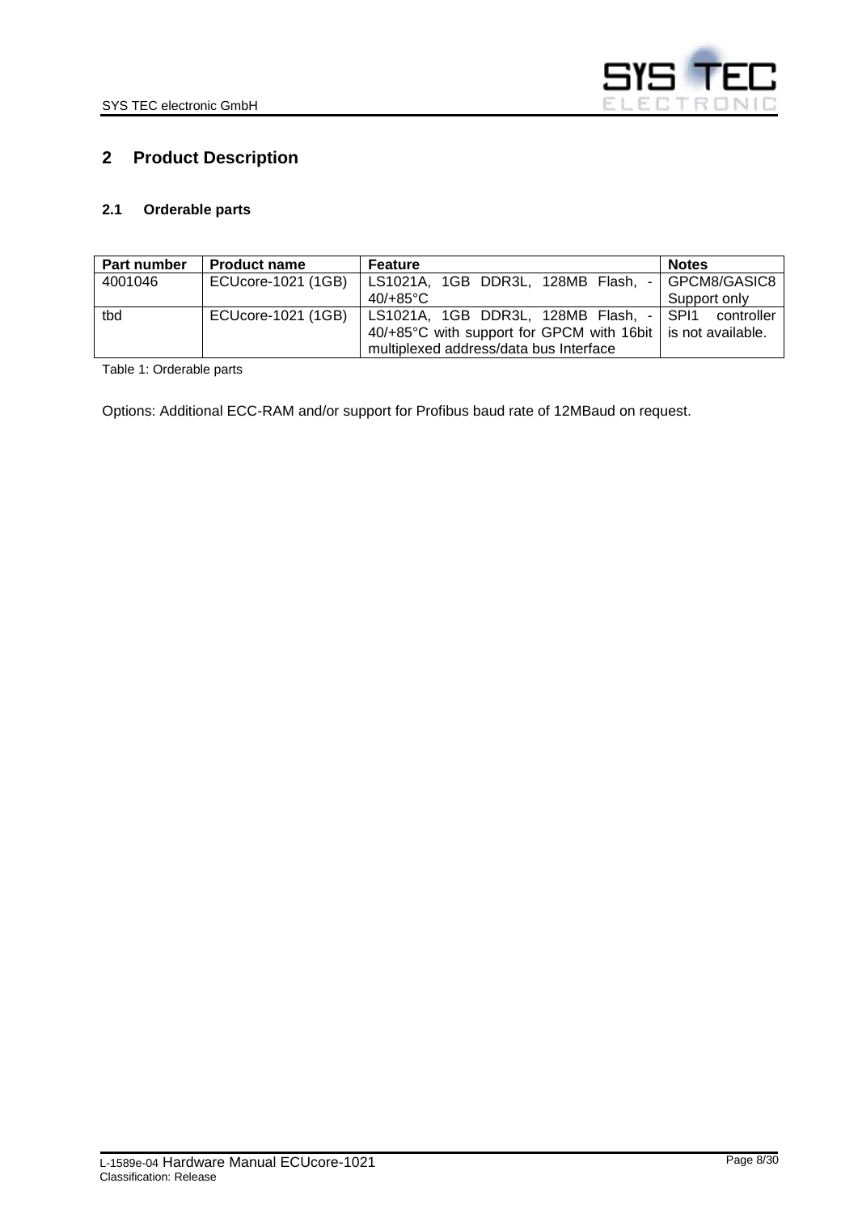## 2 Product Description

### 2.1 Orderable parts

| Part number | Product name | Feature | Notes |
|---|---|---|---|
| 4001046 | ECUcore-1021 (1GB) | LS1021A, 1GB DDR3L, 128MB Flash, -40/+85°C | GPCM8/GASIC8 Support only |
| tbd | ECUcore-1021 (1GB) | LS1021A, 1GB DDR3L, 128MB Flash, -40/+85°C with support for GPCM with 16bit multiplexed address/data bus Interface | SPI1 controller is not available. |

Table 1: Orderable parts

Options: Additional ECC-RAM and/or support for Profibus baud rate of 12MBaud on request.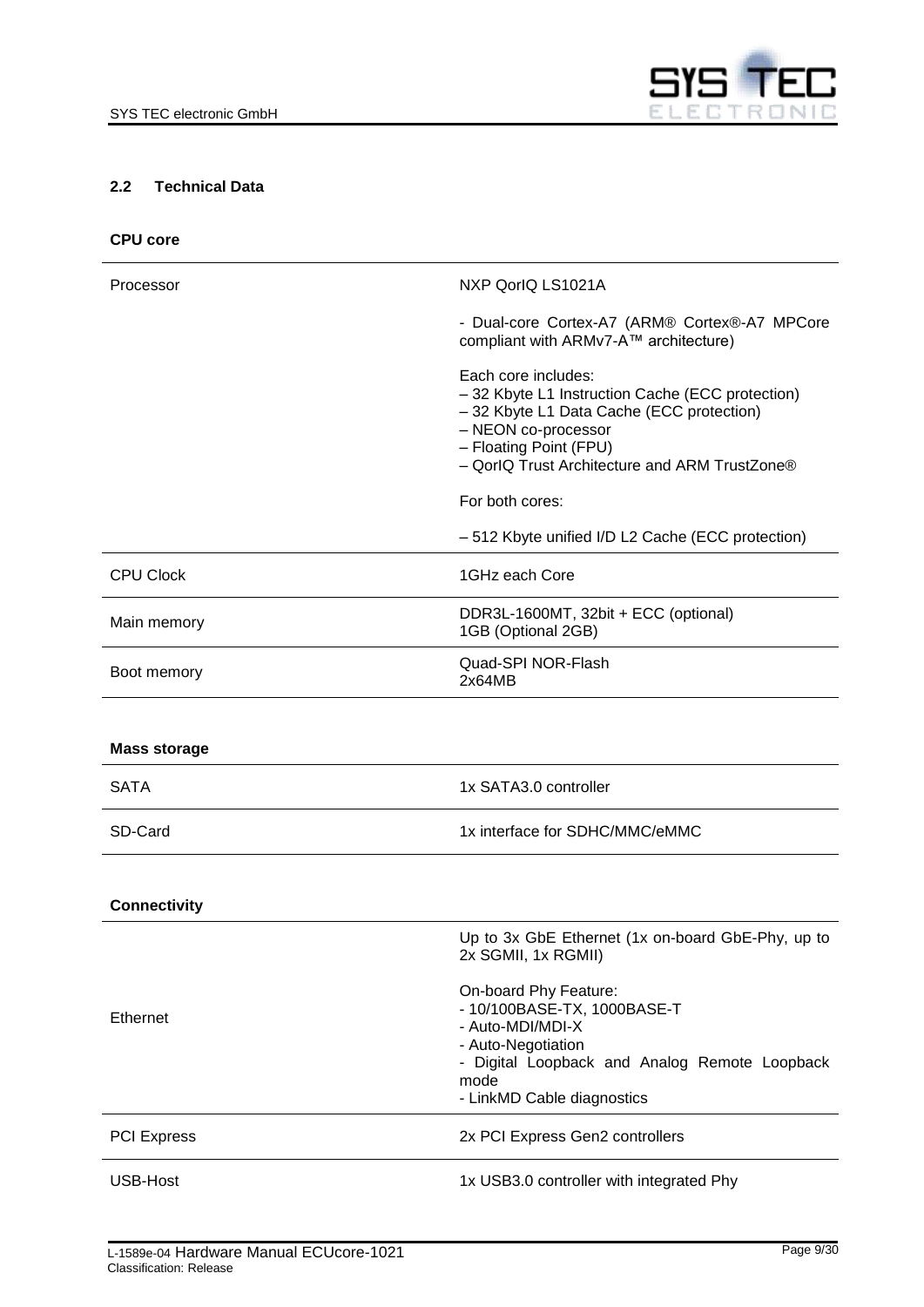### 2.2 Technical Data

**CPU core**

| | |
|---|---|
| Processor | NXP QorIQ LS1021A<br><br>- Dual-core Cortex-A7 (ARM® Cortex®-A7 MPCore compliant with ARMv7-A™ architecture)<br><br>Each core includes:<br>– 32 Kbyte L1 Instruction Cache (ECC protection)<br>– 32 Kbyte L1 Data Cache (ECC protection)<br>– NEON co-processor<br>– Floating Point (FPU)<br>– QorIQ Trust Architecture and ARM TrustZone®<br><br>For both cores:<br><br>– 512 Kbyte unified I/D L2 Cache (ECC protection) |
| CPU Clock | 1GHz each Core |
| Main memory | DDR3L-1600MT, 32bit + ECC (optional)<br>1GB (Optional 2GB) |
| Boot memory | Quad-SPI NOR-Flash<br>2x64MB |

**Mass storage**

| | |
|---|---|
| SATA | 1x SATA3.0 controller |
| SD-Card | 1x interface for SDHC/MMC/eMMC |

**Connectivity**

| | |
|---|---|
| Ethernet | Up to 3x GbE Ethernet (1x on-board GbE-Phy, up to 2x SGMII, 1x RGMII)<br><br>On-board Phy Feature:<br>- 10/100BASE-TX, 1000BASE-T<br>- Auto-MDI/MDI-X<br>- Auto-Negotiation<br>- Digital Loopback and Analog Remote Loopback mode<br>- LinkMD Cable diagnostics |
| PCI Express | 2x PCI Express Gen2 controllers |
| USB-Host | 1x USB3.0 controller with integrated Phy |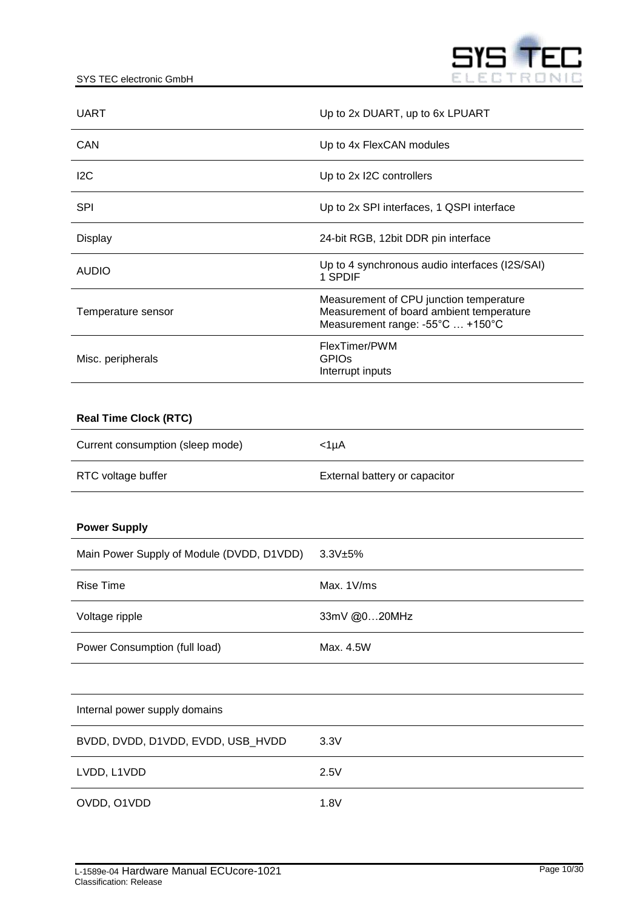| | |
|---|---|
| UART | Up to 2x DUART, up to 6x LPUART |
| CAN | Up to 4x FlexCAN modules |
| I2C | Up to 2x I2C controllers |
| SPI | Up to 2x SPI interfaces, 1 QSPI interface |
| Display | 24-bit RGB, 12bit DDR pin interface |
| AUDIO | Up to 4 synchronous audio interfaces (I2S/SAI)<br>1 SPDIF |
| Temperature sensor | Measurement of CPU junction temperature<br>Measurement of board ambient temperature<br>Measurement range: -55°C … +150°C |
| Misc. peripherals | FlexTimer/PWM<br>GPIOs<br>Interrupt inputs |

| **Real Time Clock (RTC)** | |
|---|---|
| Current consumption (sleep mode) | <1µA |
| RTC voltage buffer | External battery or capacitor |

| **Power Supply** | |
|---|---|
| Main Power Supply of Module (DVDD, D1VDD) | 3.3V±5% |
| Rise Time | Max. 1V/ms |
| Voltage ripple | 33mV @0…20MHz |
| Power Consumption (full load) | Max. 4.5W |

| Internal power supply domains | |
|---|---|
| BVDD, DVDD, D1VDD, EVDD, USB_HVDD | 3.3V |
| LVDD, L1VDD | 2.5V |
| OVDD, O1VDD | 1.8V |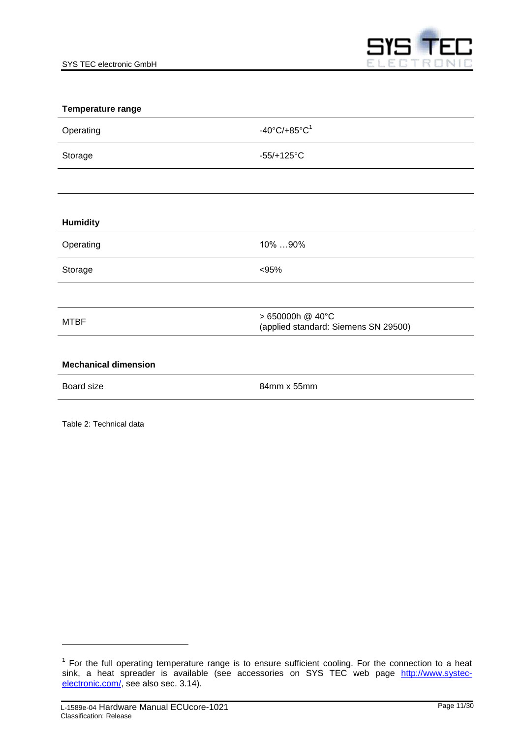| **Temperature range** | |
|---|---|
| Operating | -40°C/+85°C[1] |
| Storage | -55/+125°C |
| | |
| **Humidity** | |
| Operating | 10% …90% |
| Storage | <95% |
| | |
| MTBF | > 650000h @ 40°C (applied standard: Siemens SN 29500) |
| | |
| **Mechanical dimension** | |
| Board size | 84mm x 55mm |

Table 2: Technical data

[1] For the full operating temperature range is to ensure sufficient cooling. For the connection to a heat sink, a heat spreader is available (see accessories on SYS TEC web page http://www.systec-electronic.com/, see also sec. 3.14).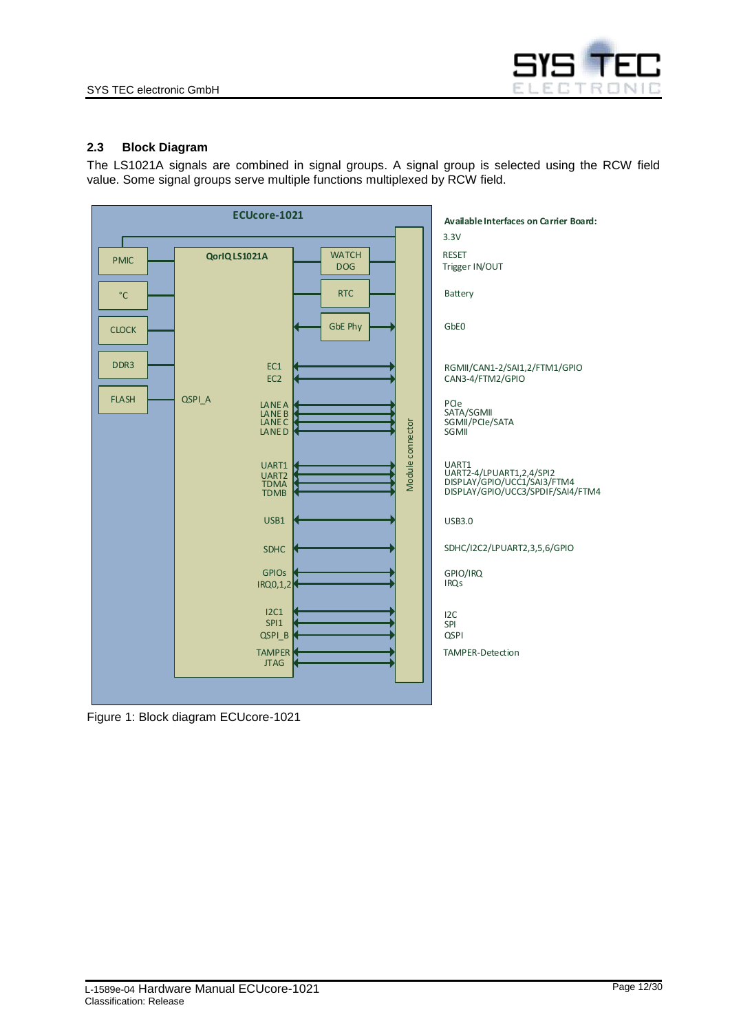## 2.3 Block Diagram

The LS1021A signals are combined in signal groups. A signal group is selected using the RCW field value. Some signal groups serve multiple functions multiplexed by RCW field.

ECUcore-1021

PMIC

°C

CLOCK

DDR3

FLASH

QorIQ LS1021A

QSPI_A

WATCH DOG

RTC

GbE Phy

EC1
EC2

LANE A
LANE B
LANE C
LANE D

UART1
UART2
TDMA
TDMB

USB1

SDHC

GPIOs
IRQ0,1,2

I2C1
SPI1
QSPI_B
TAMPER
JTAG

Module connector

**Available Interfaces on Carrier Board:**

3.3V

RESET
Trigger IN/OUT

Battery

GbE0

RGMII/CAN1-2/SAI1,2/FTM1/GPIO
CAN3-4/FTM2/GPIO

PCIe
SATA/SGMII
SGMII/PCIe/SATA
SGMII

UART1
UART2-4/LPUART1,2,4/SPI2
DISPLAY/GPIO/UCC1/SAI3/FTM4
DISPLAY/GPIO/UCC3/SPDIF/SAI4/FTM4

USB3.0

SDHC/I2C2/LPUART2,3,5,6/GPIO

GPIO/IRQ
IRQs

I2C
SPI
QSPI

TAMPER-Detection

Figure 1: Block diagram ECUcore-1021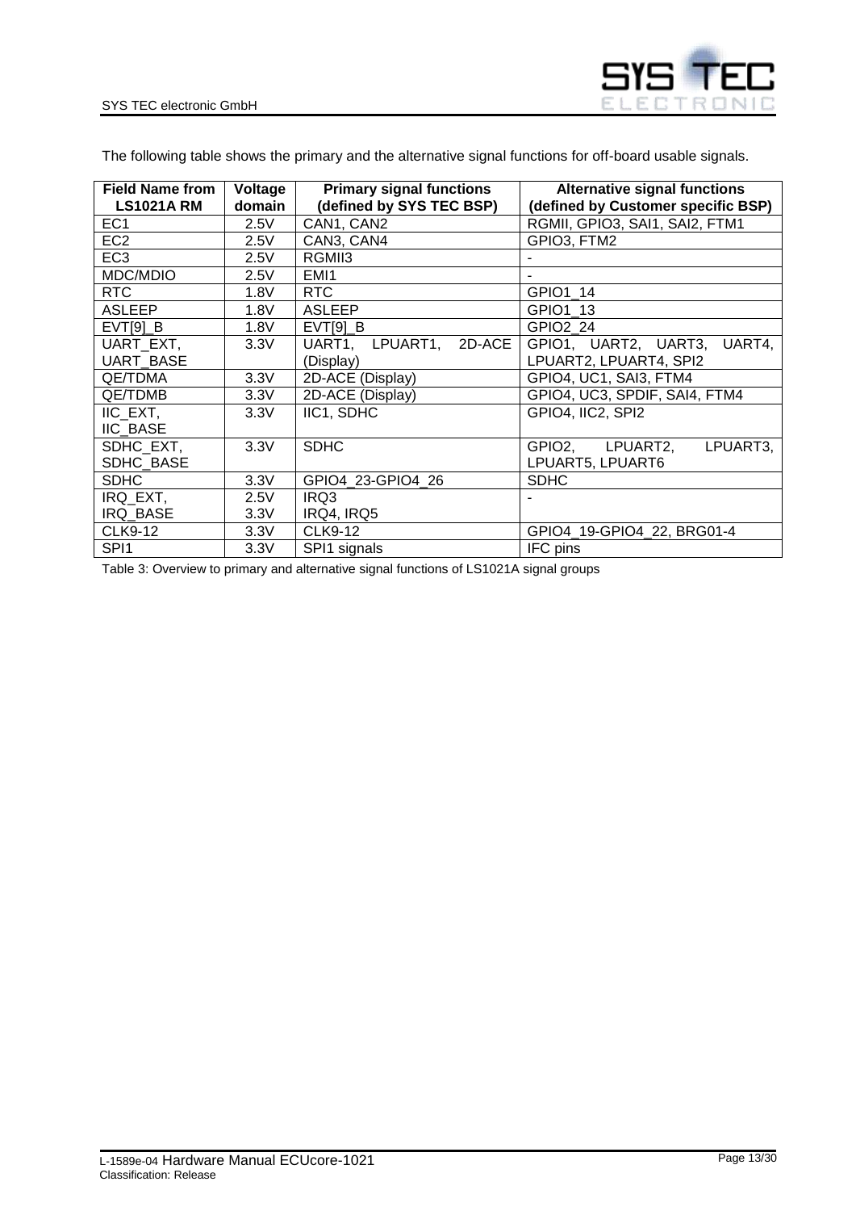The following table shows the primary and the alternative signal functions for off-board usable signals.

| Field Name from LS1021A RM | Voltage domain | Primary signal functions (defined by SYS TEC BSP) | Alternative signal functions (defined by Customer specific BSP) |
|---|---|---|---|
| EC1 | 2.5V | CAN1, CAN2 | RGMII, GPIO3, SAI1, SAI2, FTM1 |
| EC2 | 2.5V | CAN3, CAN4 | GPIO3, FTM2 |
| EC3 | 2.5V | RGMII3 | - |
| MDC/MDIO | 2.5V | EMI1 | - |
| RTC | 1.8V | RTC | GPIO1_14 |
| ASLEEP | 1.8V | ASLEEP | GPIO1_13 |
| EVT[9]_B | 1.8V | EVT[9]_B | GPIO2_24 |
| UART_EXT, UART_BASE | 3.3V | UART1, LPUART1, 2D-ACE (Display) | GPIO1, UART2, UART3, UART4, LPUART2, LPUART4, SPI2 |
| QE/TDMA | 3.3V | 2D-ACE (Display) | GPIO4, UC1, SAI3, FTM4 |
| QE/TDMB | 3.3V | 2D-ACE (Display) | GPIO4, UC3, SPDIF, SAI4, FTM4 |
| IIC_EXT, IIC_BASE | 3.3V | IIC1, SDHC | GPIO4, IIC2, SPI2 |
| SDHC_EXT, SDHC_BASE | 3.3V | SDHC | GPIO2, LPUART2, LPUART3, LPUART5, LPUART6 |
| SDHC | 3.3V | GPIO4_23-GPIO4_26 | SDHC |
| IRQ_EXT, IRQ_BASE | 2.5V 3.3V | IRQ3 IRQ4, IRQ5 | - |
| CLK9-12 | 3.3V | CLK9-12 | GPIO4_19-GPIO4_22, BRG01-4 |
| SPI1 | 3.3V | SPI1 signals | IFC pins |

Table 3: Overview to primary and alternative signal functions of LS1021A signal groups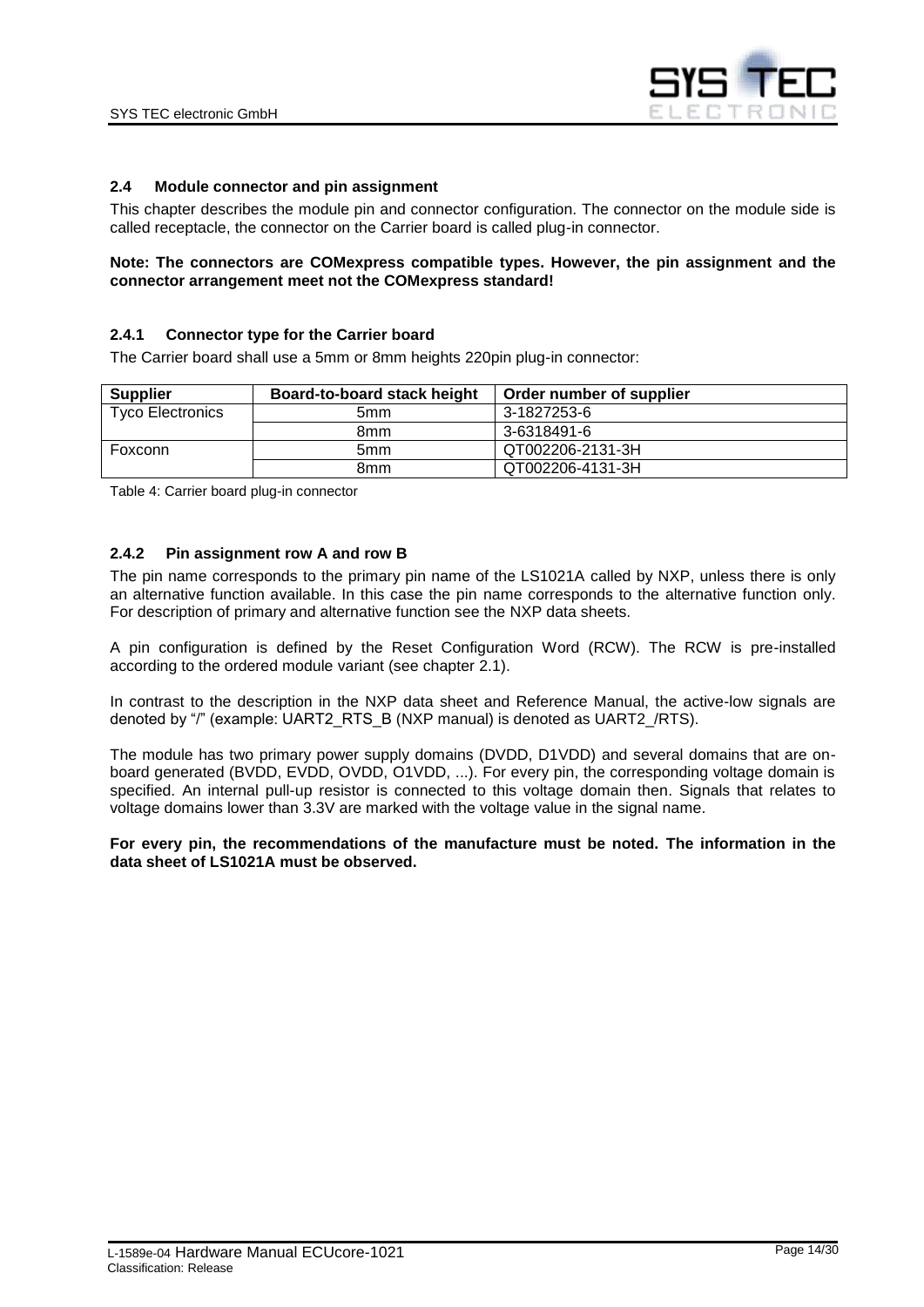### 2.4 Module connector and pin assignment

This chapter describes the module pin and connector configuration. The connector on the module side is called receptacle, the connector on the Carrier board is called plug-in connector.

**Note: The connectors are COMexpress compatible types. However, the pin assignment and the connector arrangement meet not the COMexpress standard!**

#### 2.4.1 Connector type for the Carrier board

The Carrier board shall use a 5mm or 8mm heights 220pin plug-in connector:

| Supplier | Board-to-board stack height | Order number of supplier |
|---|---|---|
| Tyco Electronics | 5mm | 3-1827253-6 |
| | 8mm | 3-6318491-6 |
| Foxconn | 5mm | QT002206-2131-3H |
| | 8mm | QT002206-4131-3H |

Table 4: Carrier board plug-in connector

#### 2.4.2 Pin assignment row A and row B

The pin name corresponds to the primary pin name of the LS1021A called by NXP, unless there is only an alternative function available. In this case the pin name corresponds to the alternative function only. For description of primary and alternative function see the NXP data sheets.

A pin configuration is defined by the Reset Configuration Word (RCW). The RCW is pre-installed according to the ordered module variant (see chapter 2.1).

In contrast to the description in the NXP data sheet and Reference Manual, the active-low signals are denoted by "/" (example: UART2_RTS_B (NXP manual) is denoted as UART2_/RTS).

The module has two primary power supply domains (DVDD, D1VDD) and several domains that are on-board generated (BVDD, EVDD, OVDD, O1VDD, ...). For every pin, the corresponding voltage domain is specified. An internal pull-up resistor is connected to this voltage domain then. Signals that relates to voltage domains lower than 3.3V are marked with the voltage value in the signal name.

**For every pin, the recommendations of the manufacture must be noted. The information in the data sheet of LS1021A must be observed.**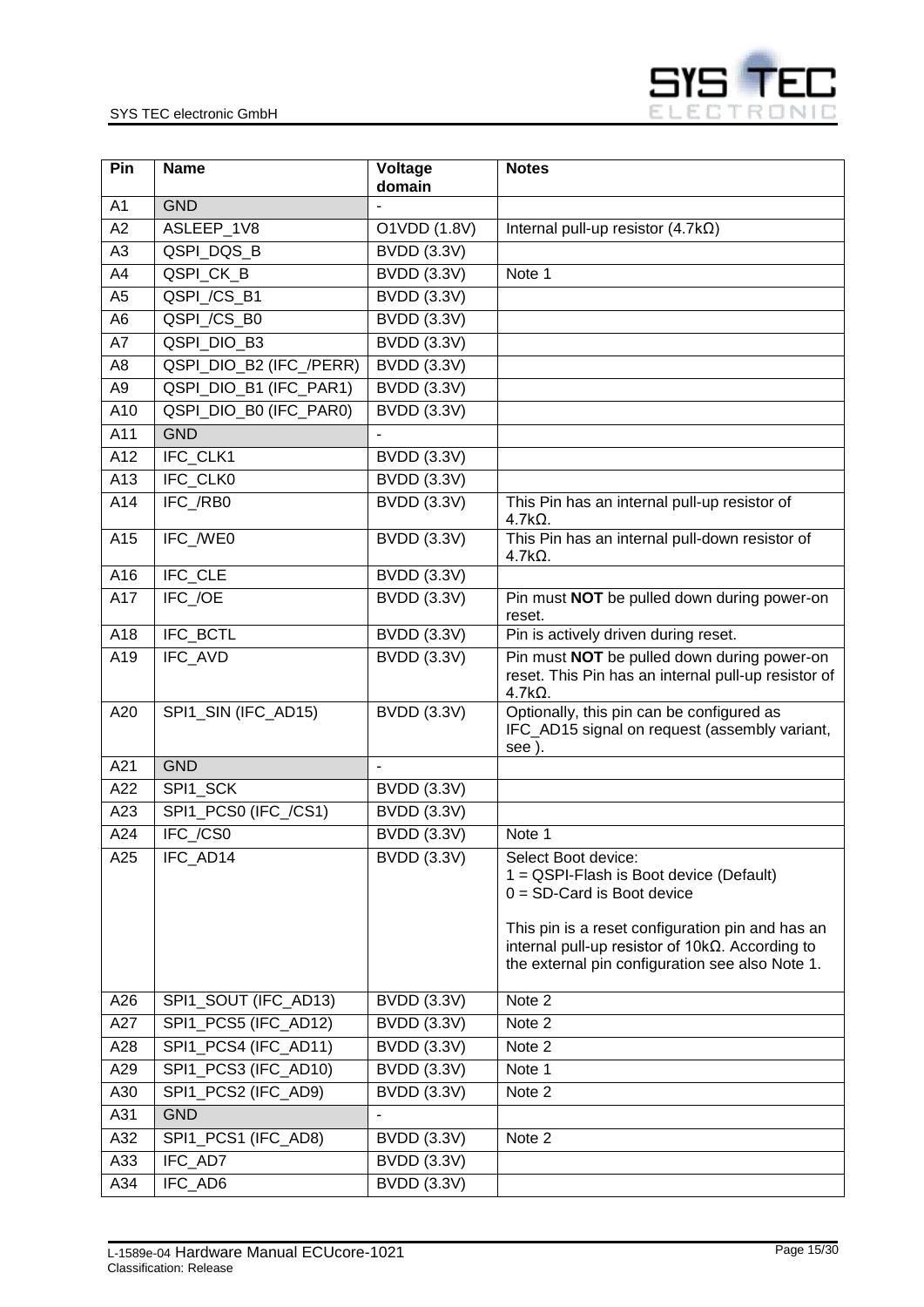| Pin | Name | Voltage domain | Notes |
| --- | --- | --- | --- |
| A1 | GND | - | |
| A2 | ASLEEP_1V8 | O1VDD (1.8V) | Internal pull-up resistor (4.7kΩ) |
| A3 | QSPI_DQS_B | BVDD (3.3V) | |
| A4 | QSPI_CK_B | BVDD (3.3V) | Note 1 |
| A5 | QSPI_/CS_B1 | BVDD (3.3V) | |
| A6 | QSPI_/CS_B0 | BVDD (3.3V) | |
| A7 | QSPI_DIO_B3 | BVDD (3.3V) | |
| A8 | QSPI_DIO_B2 (IFC_/PERR) | BVDD (3.3V) | |
| A9 | QSPI_DIO_B1 (IFC_PAR1) | BVDD (3.3V) | |
| A10 | QSPI_DIO_B0 (IFC_PAR0) | BVDD (3.3V) | |
| A11 | GND | - | |
| A12 | IFC_CLK1 | BVDD (3.3V) | |
| A13 | IFC_CLK0 | BVDD (3.3V) | |
| A14 | IFC_/RB0 | BVDD (3.3V) | This Pin has an internal pull-up resistor of 4.7kΩ. |
| A15 | IFC_/WE0 | BVDD (3.3V) | This Pin has an internal pull-down resistor of 4.7kΩ. |
| A16 | IFC_CLE | BVDD (3.3V) | |
| A17 | IFC_/OE | BVDD (3.3V) | Pin must **NOT** be pulled down during power-on reset. |
| A18 | IFC_BCTL | BVDD (3.3V) | Pin is actively driven during reset. |
| A19 | IFC_AVD | BVDD (3.3V) | Pin must **NOT** be pulled down during power-on reset. This Pin has an internal pull-up resistor of 4.7kΩ. |
| A20 | SPI1_SIN (IFC_AD15) | BVDD (3.3V) | Optionally, this pin can be configured as IFC_AD15 signal on request (assembly variant, see ). |
| A21 | GND | - | |
| A22 | SPI1_SCK | BVDD (3.3V) | |
| A23 | SPI1_PCS0 (IFC_/CS1) | BVDD (3.3V) | |
| A24 | IFC_/CS0 | BVDD (3.3V) | Note 1 |
| A25 | IFC_AD14 | BVDD (3.3V) | Select Boot device:<br>1 = QSPI-Flash is Boot device (Default)<br>0 = SD-Card is Boot device<br><br>This pin is a reset configuration pin and has an internal pull-up resistor of 10kΩ. According to the external pin configuration see also Note 1. |
| A26 | SPI1_SOUT (IFC_AD13) | BVDD (3.3V) | Note 2 |
| A27 | SPI1_PCS5 (IFC_AD12) | BVDD (3.3V) | Note 2 |
| A28 | SPI1_PCS4 (IFC_AD11) | BVDD (3.3V) | Note 2 |
| A29 | SPI1_PCS3 (IFC_AD10) | BVDD (3.3V) | Note 1 |
| A30 | SPI1_PCS2 (IFC_AD9) | BVDD (3.3V) | Note 2 |
| A31 | GND | - | |
| A32 | SPI1_PCS1 (IFC_AD8) | BVDD (3.3V) | Note 2 |
| A33 | IFC_AD7 | BVDD (3.3V) | |
| A34 | IFC_AD6 | BVDD (3.3V) | |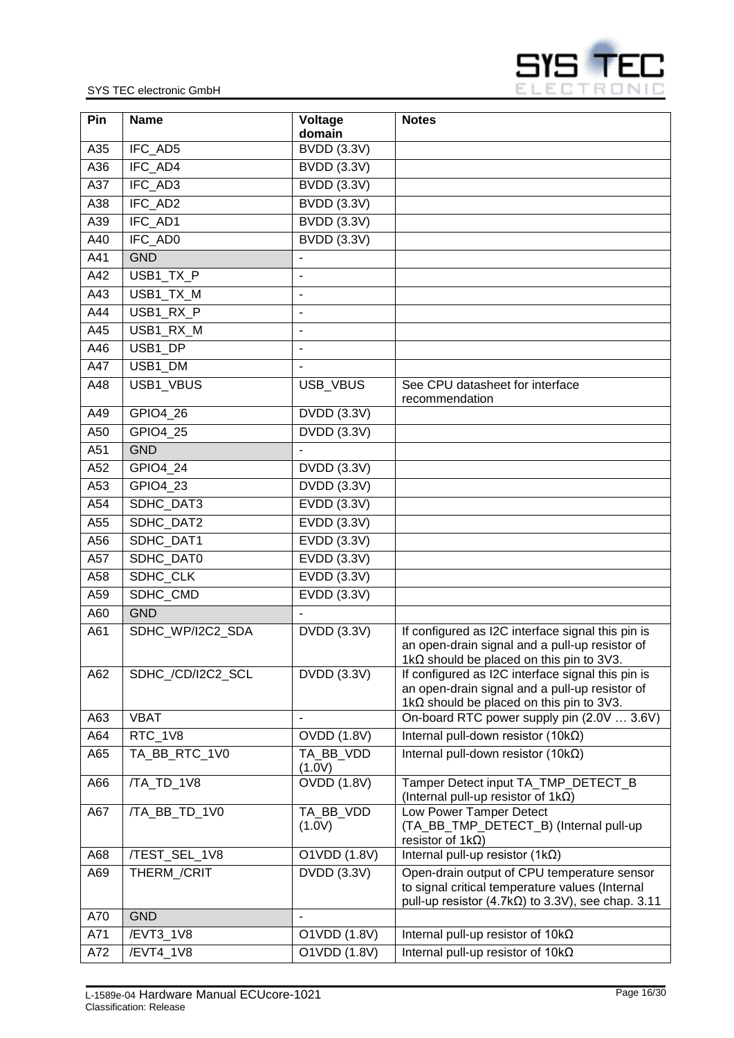| Pin | Name | Voltage domain | Notes |
|---|---|---|---|
| A35 | IFC_AD5 | BVDD (3.3V) | |
| A36 | IFC_AD4 | BVDD (3.3V) | |
| A37 | IFC_AD3 | BVDD (3.3V) | |
| A38 | IFC_AD2 | BVDD (3.3V) | |
| A39 | IFC_AD1 | BVDD (3.3V) | |
| A40 | IFC_AD0 | BVDD (3.3V) | |
| A41 | GND | - | |
| A42 | USB1_TX_P | - | |
| A43 | USB1_TX_M | - | |
| A44 | USB1_RX_P | - | |
| A45 | USB1_RX_M | - | |
| A46 | USB1_DP | - | |
| A47 | USB1_DM | - | |
| A48 | USB1_VBUS | USB_VBUS | See CPU datasheet for interface recommendation |
| A49 | GPIO4_26 | DVDD (3.3V) | |
| A50 | GPIO4_25 | DVDD (3.3V) | |
| A51 | GND | - | |
| A52 | GPIO4_24 | DVDD (3.3V) | |
| A53 | GPIO4_23 | DVDD (3.3V) | |
| A54 | SDHC_DAT3 | EVDD (3.3V) | |
| A55 | SDHC_DAT2 | EVDD (3.3V) | |
| A56 | SDHC_DAT1 | EVDD (3.3V) | |
| A57 | SDHC_DAT0 | EVDD (3.3V) | |
| A58 | SDHC_CLK | EVDD (3.3V) | |
| A59 | SDHC_CMD | EVDD (3.3V) | |
| A60 | GND | - | |
| A61 | SDHC_WP/I2C2_SDA | DVDD (3.3V) | If configured as I2C interface signal this pin is an open-drain signal and a pull-up resistor of 1kΩ should be placed on this pin to 3V3. |
| A62 | SDHC_/CD/I2C2_SCL | DVDD (3.3V) | If configured as I2C interface signal this pin is an open-drain signal and a pull-up resistor of 1kΩ should be placed on this pin to 3V3. |
| A63 | VBAT | - | On-board RTC power supply pin (2.0V … 3.6V) |
| A64 | RTC_1V8 | OVDD (1.8V) | Internal pull-down resistor (10kΩ) |
| A65 | TA_BB_RTC_1V0 | TA_BB_VDD (1.0V) | Internal pull-down resistor (10kΩ) |
| A66 | /TA_TD_1V8 | OVDD (1.8V) | Tamper Detect input TA_TMP_DETECT_B (Internal pull-up resistor of 1kΩ) |
| A67 | /TA_BB_TD_1V0 | TA_BB_VDD (1.0V) | Low Power Tamper Detect (TA_BB_TMP_DETECT_B) (Internal pull-up resistor of 1kΩ) |
| A68 | /TEST_SEL_1V8 | O1VDD (1.8V) | Internal pull-up resistor (1kΩ) |
| A69 | THERM_/CRIT | DVDD (3.3V) | Open-drain output of CPU temperature sensor to signal critical temperature values (Internal pull-up resistor (4.7kΩ) to 3.3V), see chap. 3.11 |
| A70 | GND | - | |
| A71 | /EVT3_1V8 | O1VDD (1.8V) | Internal pull-up resistor of 10kΩ |
| A72 | /EVT4_1V8 | O1VDD (1.8V) | Internal pull-up resistor of 10kΩ |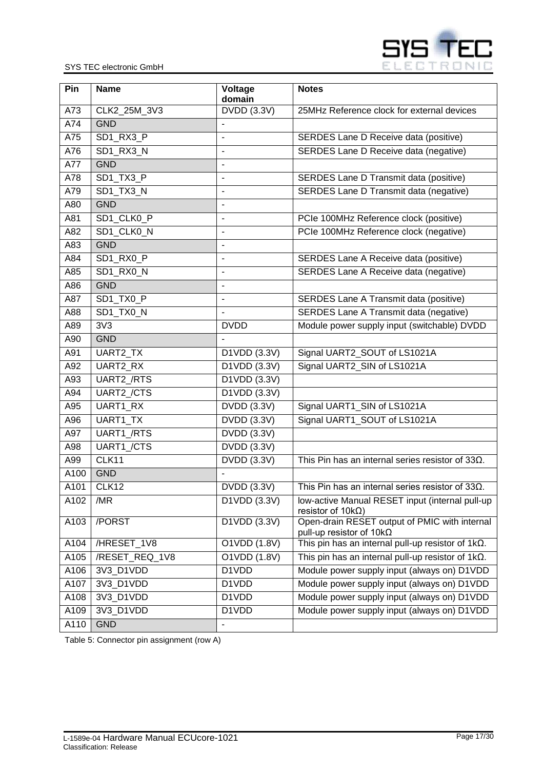| Pin | Name | Voltage domain | Notes |
|---|---|---|---|
| A73 | CLK2_25M_3V3 | DVDD (3.3V) | 25MHz Reference clock for external devices |
| A74 | GND | - | |
| A75 | SD1_RX3_P | - | SERDES Lane D Receive data (positive) |
| A76 | SD1_RX3_N | - | SERDES Lane D Receive data (negative) |
| A77 | GND | - | |
| A78 | SD1_TX3_P | - | SERDES Lane D Transmit data (positive) |
| A79 | SD1_TX3_N | - | SERDES Lane D Transmit data (negative) |
| A80 | GND | - | |
| A81 | SD1_CLK0_P | - | PCIe 100MHz Reference clock (positive) |
| A82 | SD1_CLK0_N | - | PCIe 100MHz Reference clock (negative) |
| A83 | GND | - | |
| A84 | SD1_RX0_P | - | SERDES Lane A Receive data (positive) |
| A85 | SD1_RX0_N | - | SERDES Lane A Receive data (negative) |
| A86 | GND | - | |
| A87 | SD1_TX0_P | - | SERDES Lane A Transmit data (positive) |
| A88 | SD1_TX0_N | - | SERDES Lane A Transmit data (negative) |
| A89 | 3V3 | DVDD | Module power supply input (switchable) DVDD |
| A90 | GND | - | |
| A91 | UART2_TX | D1VDD (3.3V) | Signal UART2_SOUT of LS1021A |
| A92 | UART2_RX | D1VDD (3.3V) | Signal UART2_SIN of LS1021A |
| A93 | UART2_/RTS | D1VDD (3.3V) | |
| A94 | UART2_/CTS | D1VDD (3.3V) | |
| A95 | UART1_RX | DVDD (3.3V) | Signal UART1_SIN of LS1021A |
| A96 | UART1_TX | DVDD (3.3V) | Signal UART1_SOUT of LS1021A |
| A97 | UART1_/RTS | DVDD (3.3V) | |
| A98 | UART1_/CTS | DVDD (3.3V) | |
| A99 | CLK11 | DVDD (3.3V) | This Pin has an internal series resistor of 33Ω. |
| A100 | GND | - | |
| A101 | CLK12 | DVDD (3.3V) | This Pin has an internal series resistor of 33Ω. |
| A102 | /MR | D1VDD (3.3V) | low-active Manual RESET input (internal pull-up resistor of 10kΩ) |
| A103 | /PORST | D1VDD (3.3V) | Open-drain RESET output of PMIC with internal pull-up resistor of 10kΩ |
| A104 | /HRESET_1V8 | O1VDD (1.8V) | This pin has an internal pull-up resistor of 1kΩ. |
| A105 | /RESET_REQ_1V8 | O1VDD (1.8V) | This pin has an internal pull-up resistor of 1kΩ. |
| A106 | 3V3_D1VDD | D1VDD | Module power supply input (always on) D1VDD |
| A107 | 3V3_D1VDD | D1VDD | Module power supply input (always on) D1VDD |
| A108 | 3V3_D1VDD | D1VDD | Module power supply input (always on) D1VDD |
| A109 | 3V3_D1VDD | D1VDD | Module power supply input (always on) D1VDD |
| A110 | GND | - | |

Table 5: Connector pin assignment (row A)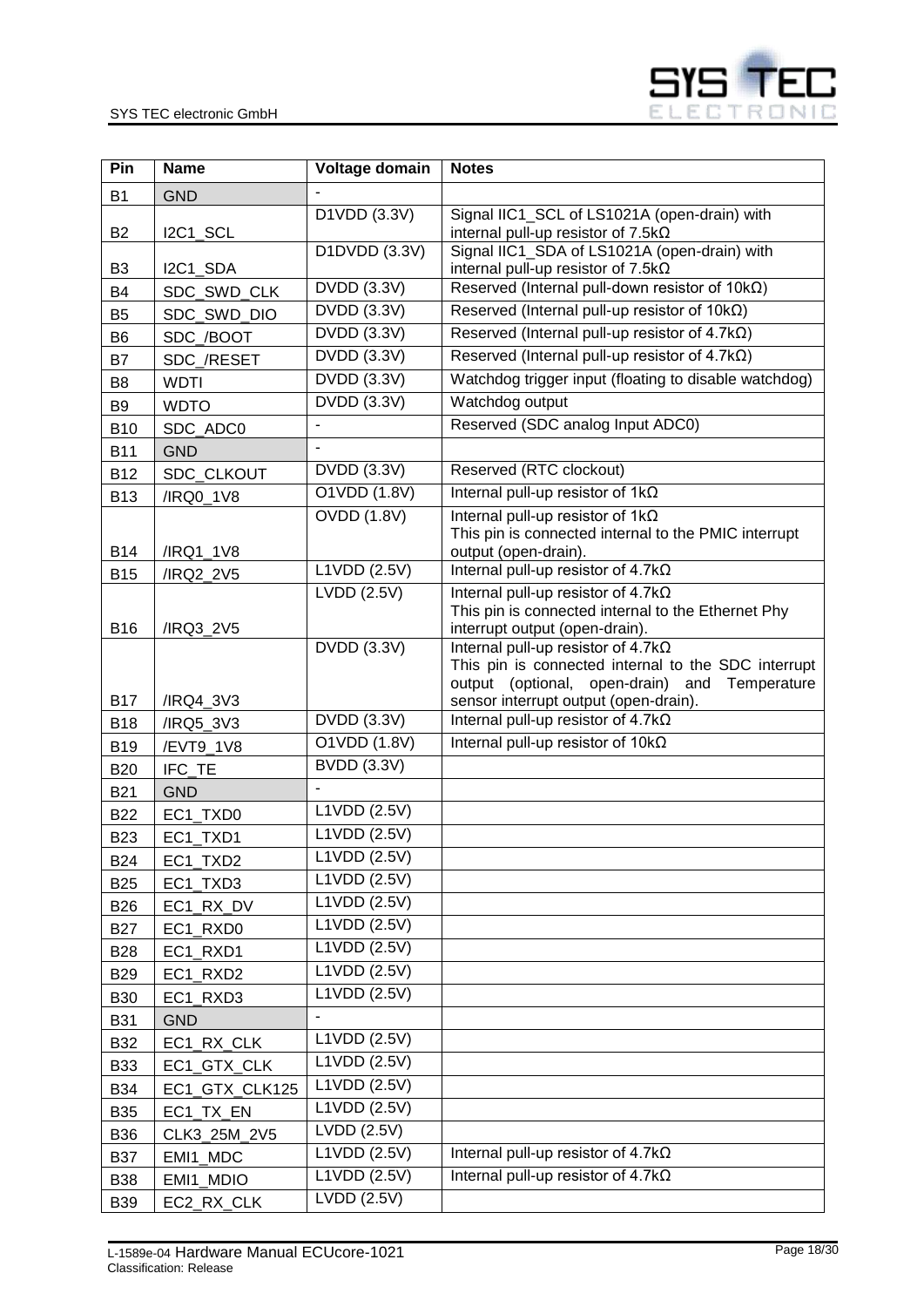| Pin | Name | Voltage domain | Notes |
|---|---|---|---|
| B1 | GND | - | |
| B2 | I2C1_SCL | D1VDD (3.3V) | Signal IIC1_SCL of LS1021A (open-drain) with internal pull-up resistor of 7.5kΩ |
| B3 | I2C1_SDA | D1DVDD (3.3V) | Signal IIC1_SDA of LS1021A (open-drain) with internal pull-up resistor of 7.5kΩ |
| B4 | SDC_SWD_CLK | DVDD (3.3V) | Reserved (Internal pull-down resistor of 10kΩ) |
| B5 | SDC_SWD_DIO | DVDD (3.3V) | Reserved (Internal pull-up resistor of 10kΩ) |
| B6 | SDC_/BOOT | DVDD (3.3V) | Reserved (Internal pull-up resistor of 4.7kΩ) |
| B7 | SDC_/RESET | DVDD (3.3V) | Reserved (Internal pull-up resistor of 4.7kΩ) |
| B8 | WDTI | DVDD (3.3V) | Watchdog trigger input (floating to disable watchdog) |
| B9 | WDTO | DVDD (3.3V) | Watchdog output |
| B10 | SDC_ADC0 | - | Reserved (SDC analog Input ADC0) |
| B11 | GND | - | |
| B12 | SDC_CLKOUT | DVDD (3.3V) | Reserved (RTC clockout) |
| B13 | /IRQ0_1V8 | O1VDD (1.8V) | Internal pull-up resistor of 1kΩ |
| B14 | /IRQ1_1V8 | OVDD (1.8V) | Internal pull-up resistor of 1kΩ<br>This pin is connected internal to the PMIC interrupt output (open-drain). |
| B15 | /IRQ2_2V5 | L1VDD (2.5V) | Internal pull-up resistor of 4.7kΩ |
| B16 | /IRQ3_2V5 | LVDD (2.5V) | Internal pull-up resistor of 4.7kΩ<br>This pin is connected internal to the Ethernet Phy interrupt output (open-drain). |
| B17 | /IRQ4_3V3 | DVDD (3.3V) | Internal pull-up resistor of 4.7kΩ<br>This pin is connected internal to the SDC interrupt output (optional, open-drain) and Temperature sensor interrupt output (open-drain). |
| B18 | /IRQ5_3V3 | DVDD (3.3V) | Internal pull-up resistor of 4.7kΩ |
| B19 | /EVT9_1V8 | O1VDD (1.8V) | Internal pull-up resistor of 10kΩ |
| B20 | IFC_TE | BVDD (3.3V) | |
| B21 | GND | - | |
| B22 | EC1_TXD0 | L1VDD (2.5V) | |
| B23 | EC1_TXD1 | L1VDD (2.5V) | |
| B24 | EC1_TXD2 | L1VDD (2.5V) | |
| B25 | EC1_TXD3 | L1VDD (2.5V) | |
| B26 | EC1_RX_DV | L1VDD (2.5V) | |
| B27 | EC1_RXD0 | L1VDD (2.5V) | |
| B28 | EC1_RXD1 | L1VDD (2.5V) | |
| B29 | EC1_RXD2 | L1VDD (2.5V) | |
| B30 | EC1_RXD3 | L1VDD (2.5V) | |
| B31 | GND | - | |
| B32 | EC1_RX_CLK | L1VDD (2.5V) | |
| B33 | EC1_GTX_CLK | L1VDD (2.5V) | |
| B34 | EC1_GTX_CLK125 | L1VDD (2.5V) | |
| B35 | EC1_TX_EN | L1VDD (2.5V) | |
| B36 | CLK3_25M_2V5 | LVDD (2.5V) | |
| B37 | EMI1_MDC | L1VDD (2.5V) | Internal pull-up resistor of 4.7kΩ |
| B38 | EMI1_MDIO | L1VDD (2.5V) | Internal pull-up resistor of 4.7kΩ |
| B39 | EC2_RX_CLK | LVDD (2.5V) | |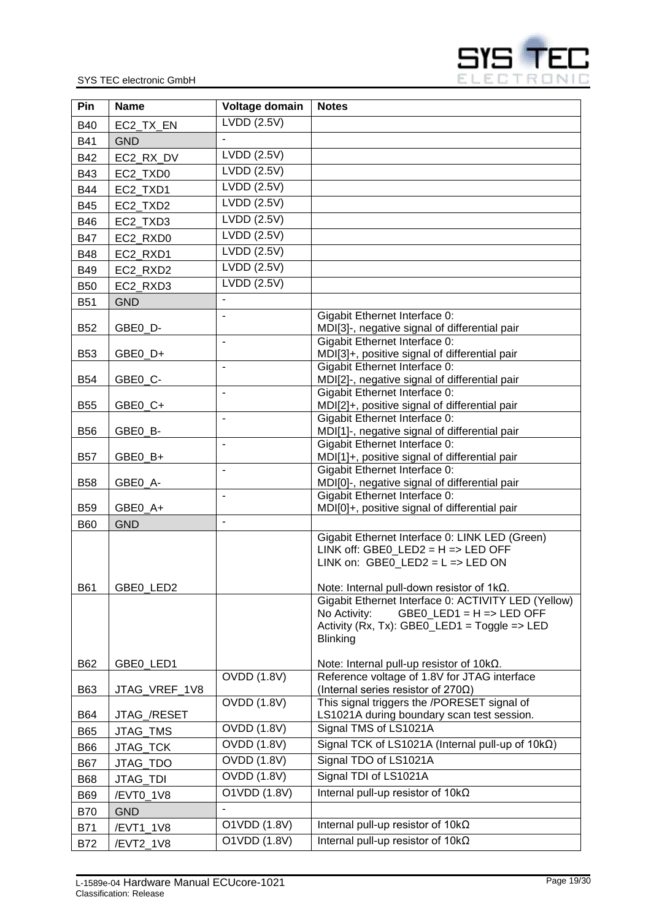| Pin | Name | Voltage domain | Notes |
|---|---|---|---|
| B40 | EC2_TX_EN | LVDD (2.5V) | |
| B41 | GND | - | |
| B42 | EC2_RX_DV | LVDD (2.5V) | |
| B43 | EC2_TXD0 | LVDD (2.5V) | |
| B44 | EC2_TXD1 | LVDD (2.5V) | |
| B45 | EC2_TXD2 | LVDD (2.5V) | |
| B46 | EC2_TXD3 | LVDD (2.5V) | |
| B47 | EC2_RXD0 | LVDD (2.5V) | |
| B48 | EC2_RXD1 | LVDD (2.5V) | |
| B49 | EC2_RXD2 | LVDD (2.5V) | |
| B50 | EC2_RXD3 | LVDD (2.5V) | |
| B51 | GND | - | |
| B52 | GBE0_D- | - | Gigabit Ethernet Interface 0: MDI[3]-, negative signal of differential pair |
| B53 | GBE0_D+ | - | Gigabit Ethernet Interface 0: MDI[3]+, positive signal of differential pair |
| B54 | GBE0_C- | - | Gigabit Ethernet Interface 0: MDI[2]-, negative signal of differential pair |
| B55 | GBE0_C+ | - | Gigabit Ethernet Interface 0: MDI[2]+, positive signal of differential pair |
| B56 | GBE0_B- | - | Gigabit Ethernet Interface 0: MDI[1]-, negative signal of differential pair |
| B57 | GBE0_B+ | - | Gigabit Ethernet Interface 0: MDI[1]+, positive signal of differential pair |
| B58 | GBE0_A- | - | Gigabit Ethernet Interface 0: MDI[0]-, negative signal of differential pair |
| B59 | GBE0_A+ | - | Gigabit Ethernet Interface 0: MDI[0]+, positive signal of differential pair |
| B60 | GND | - | |
| B61 | GBE0_LED2 | | Gigabit Ethernet Interface 0: LINK LED (Green)<br>LINK off: GBE0_LED2 = H => LED OFF<br>LINK on: GBE0_LED2 = L => LED ON<br><br>Note: Internal pull-down resistor of 1kΩ. |
| B62 | GBE0_LED1 | | Gigabit Ethernet Interface 0: ACTIVITY LED (Yellow)<br>No Activity: GBE0_LED1 = H => LED OFF<br>Activity (Rx, Tx): GBE0_LED1 = Toggle => LED Blinking<br><br>Note: Internal pull-up resistor of 10kΩ. |
| B63 | JTAG_VREF_1V8 | OVDD (1.8V) | Reference voltage of 1.8V for JTAG interface (Internal series resistor of 270Ω) |
| B64 | JTAG_/RESET | OVDD (1.8V) | This signal triggers the /PORESET signal of LS1021A during boundary scan test session. |
| B65 | JTAG_TMS | OVDD (1.8V) | Signal TMS of LS1021A |
| B66 | JTAG_TCK | OVDD (1.8V) | Signal TCK of LS1021A (Internal pull-up of 10kΩ) |
| B67 | JTAG_TDO | OVDD (1.8V) | Signal TDO of LS1021A |
| B68 | JTAG_TDI | OVDD (1.8V) | Signal TDI of LS1021A |
| B69 | /EVT0_1V8 | O1VDD (1.8V) | Internal pull-up resistor of 10kΩ |
| B70 | GND | - | |
| B71 | /EVT1_1V8 | O1VDD (1.8V) | Internal pull-up resistor of 10kΩ |
| B72 | /EVT2_1V8 | O1VDD (1.8V) | Internal pull-up resistor of 10kΩ |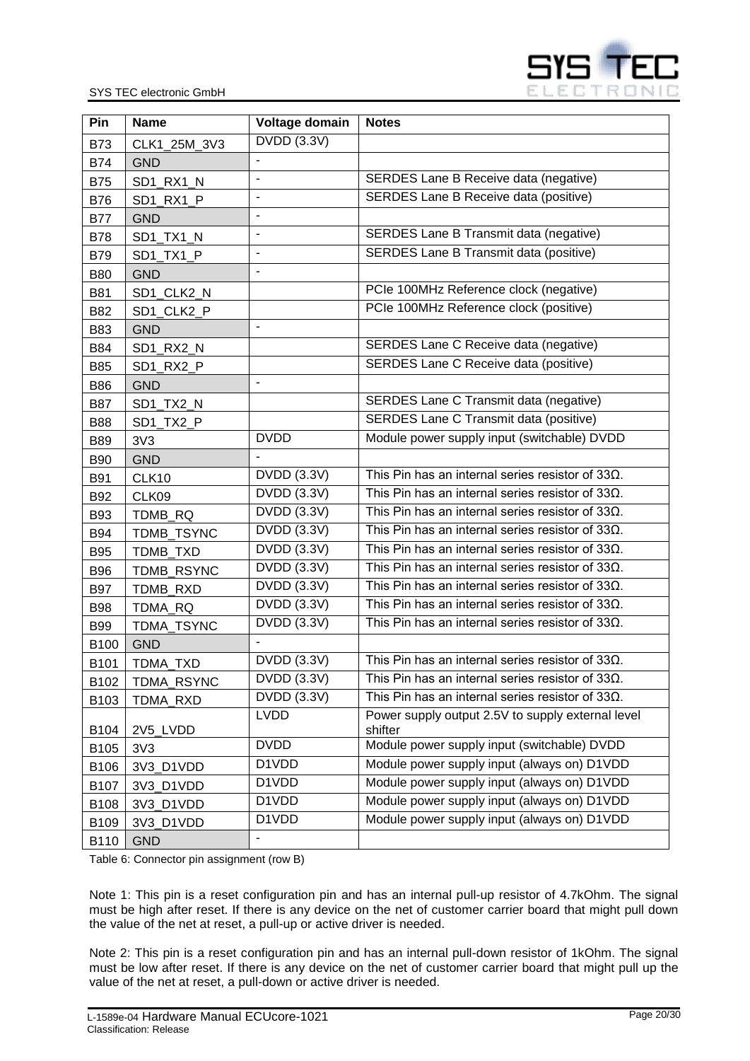| Pin | Name | Voltage domain | Notes |
|---|---|---|---|
| B73 | CLK1_25M_3V3 | DVDD (3.3V) | |
| B74 | GND | - | |
| B75 | SD1_RX1_N | - | SERDES Lane B Receive data (negative) |
| B76 | SD1_RX1_P | - | SERDES Lane B Receive data (positive) |
| B77 | GND | - | |
| B78 | SD1_TX1_N | - | SERDES Lane B Transmit data (negative) |
| B79 | SD1_TX1_P | - | SERDES Lane B Transmit data (positive) |
| B80 | GND | - | |
| B81 | SD1_CLK2_N | | PCIe 100MHz Reference clock (negative) |
| B82 | SD1_CLK2_P | | PCIe 100MHz Reference clock (positive) |
| B83 | GND | - | |
| B84 | SD1_RX2_N | | SERDES Lane C Receive data (negative) |
| B85 | SD1_RX2_P | | SERDES Lane C Receive data (positive) |
| B86 | GND | - | |
| B87 | SD1_TX2_N | | SERDES Lane C Transmit data (negative) |
| B88 | SD1_TX2_P | | SERDES Lane C Transmit data (positive) |
| B89 | 3V3 | DVDD | Module power supply input (switchable) DVDD |
| B90 | GND | - | |
| B91 | CLK10 | DVDD (3.3V) | This Pin has an internal series resistor of 33Ω. |
| B92 | CLK09 | DVDD (3.3V) | This Pin has an internal series resistor of 33Ω. |
| B93 | TDMB_RQ | DVDD (3.3V) | This Pin has an internal series resistor of 33Ω. |
| B94 | TDMB_TSYNC | DVDD (3.3V) | This Pin has an internal series resistor of 33Ω. |
| B95 | TDMB_TXD | DVDD (3.3V) | This Pin has an internal series resistor of 33Ω. |
| B96 | TDMB_RSYNC | DVDD (3.3V) | This Pin has an internal series resistor of 33Ω. |
| B97 | TDMB_RXD | DVDD (3.3V) | This Pin has an internal series resistor of 33Ω. |
| B98 | TDMA_RQ | DVDD (3.3V) | This Pin has an internal series resistor of 33Ω. |
| B99 | TDMA_TSYNC | DVDD (3.3V) | This Pin has an internal series resistor of 33Ω. |
| B100 | GND | - | |
| B101 | TDMA_TXD | DVDD (3.3V) | This Pin has an internal series resistor of 33Ω. |
| B102 | TDMA_RSYNC | DVDD (3.3V) | This Pin has an internal series resistor of 33Ω. |
| B103 | TDMA_RXD | DVDD (3.3V) | This Pin has an internal series resistor of 33Ω. |
| B104 | 2V5_LVDD | LVDD | Power supply output 2.5V to supply external level shifter |
| B105 | 3V3 | DVDD | Module power supply input (switchable) DVDD |
| B106 | 3V3_D1VDD | D1VDD | Module power supply input (always on) D1VDD |
| B107 | 3V3_D1VDD | D1VDD | Module power supply input (always on) D1VDD |
| B108 | 3V3_D1VDD | D1VDD | Module power supply input (always on) D1VDD |
| B109 | 3V3_D1VDD | D1VDD | Module power supply input (always on) D1VDD |
| B110 | GND | - | |

Table 6: Connector pin assignment (row B)

Note 1: This pin is a reset configuration pin and has an internal pull-up resistor of 4.7kOhm. The signal must be high after reset. If there is any device on the net of customer carrier board that might pull down the value of the net at reset, a pull-up or active driver is needed.

Note 2: This pin is a reset configuration pin and has an internal pull-down resistor of 1kOhm. The signal must be low after reset. If there is any device on the net of customer carrier board that might pull up the value of the net at reset, a pull-down or active driver is needed.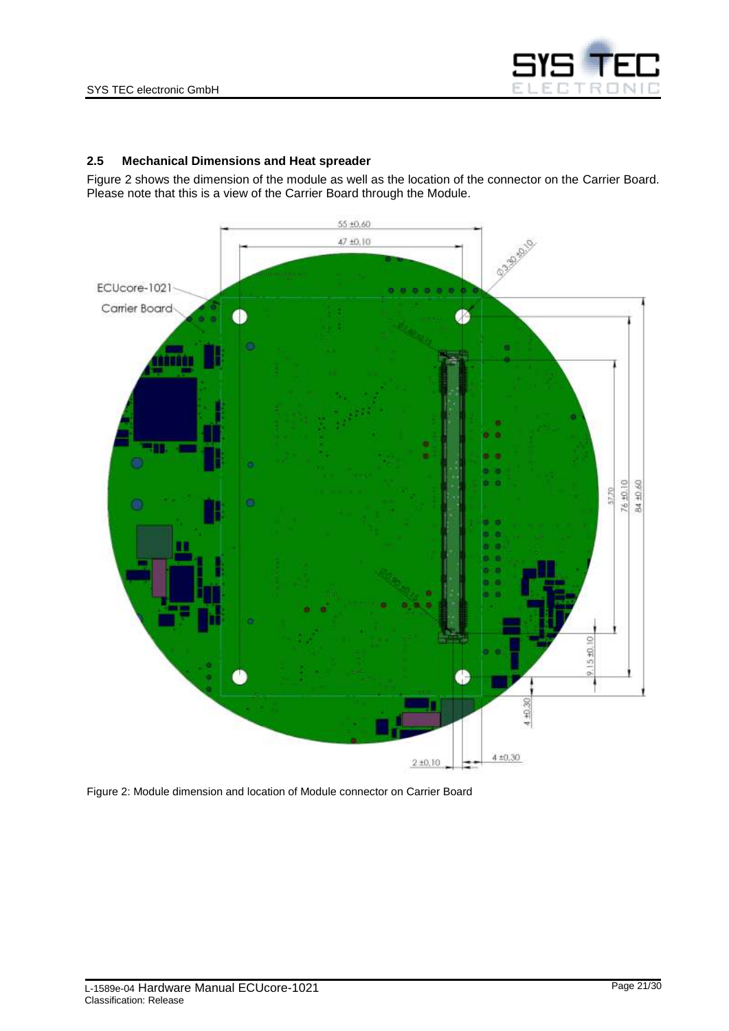## 2.5 Mechanical Dimensions and Heat spreader

Figure 2 shows the dimension of the module as well as the location of the connector on the Carrier Board. Please note that this is a view of the Carrier Board through the Module.

Figure 2: Module dimension and location of Module connector on Carrier Board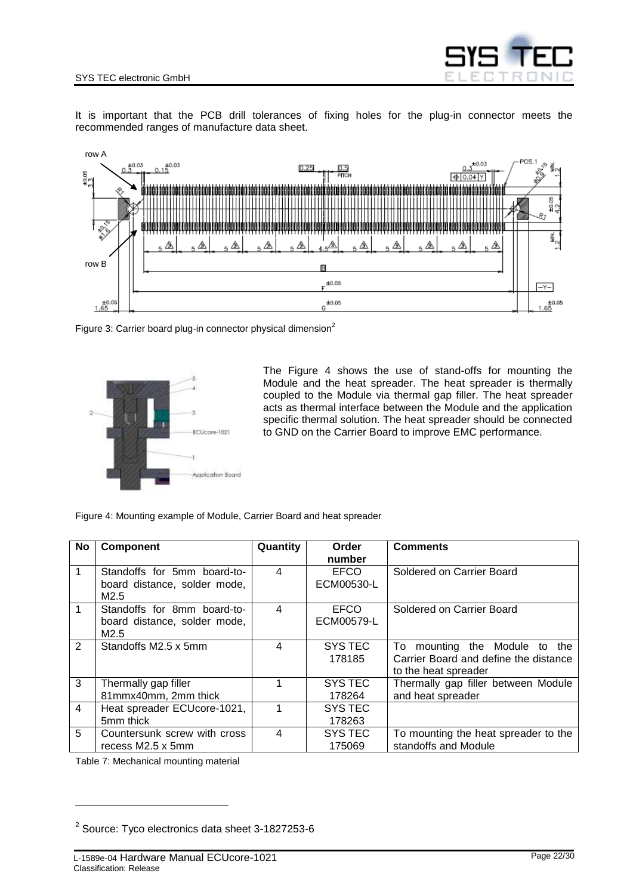It is important that the PCB drill tolerances of fixing holes for the plug-in connector meets the recommended ranges of manufacture data sheet.

Figure 3: Carrier board plug-in connector physical dimension[2]

The Figure 4 shows the use of stand-offs for mounting the Module and the heat spreader. The heat spreader is thermally coupled to the Module via thermal gap filler. The heat spreader acts as thermal interface between the Module and the application specific thermal solution. The heat spreader should be connected to GND on the Carrier Board to improve EMC performance.

Figure 4: Mounting example of Module, Carrier Board and heat spreader

| No | Component | Quantity | Order number | Comments |
|---|---|---|---|---|
| 1 | Standoffs for 5mm board-to-board distance, solder mode, M2.5 | 4 | EFCO ECM00530-L | Soldered on Carrier Board |
| 1 | Standoffs for 8mm board-to-board distance, solder mode, M2.5 | 4 | EFCO ECM00579-L | Soldered on Carrier Board |
| 2 | Standoffs M2.5 x 5mm | 4 | SYS TEC 178185 | To mounting the Module to the Carrier Board and define the distance to the heat spreader |
| 3 | Thermally gap filler 81mmx40mm, 2mm thick | 1 | SYS TEC 178264 | Thermally gap filler between Module and heat spreader |
| 4 | Heat spreader ECUcore-1021, 5mm thick | 1 | SYS TEC 178263 | |
| 5 | Countersunk screw with cross recess M2.5 x 5mm | 4 | SYS TEC 175069 | To mounting the heat spreader to the standoffs and Module |

Table 7: Mechanical mounting material

[2] Source: Tyco electronics data sheet 3-1827253-6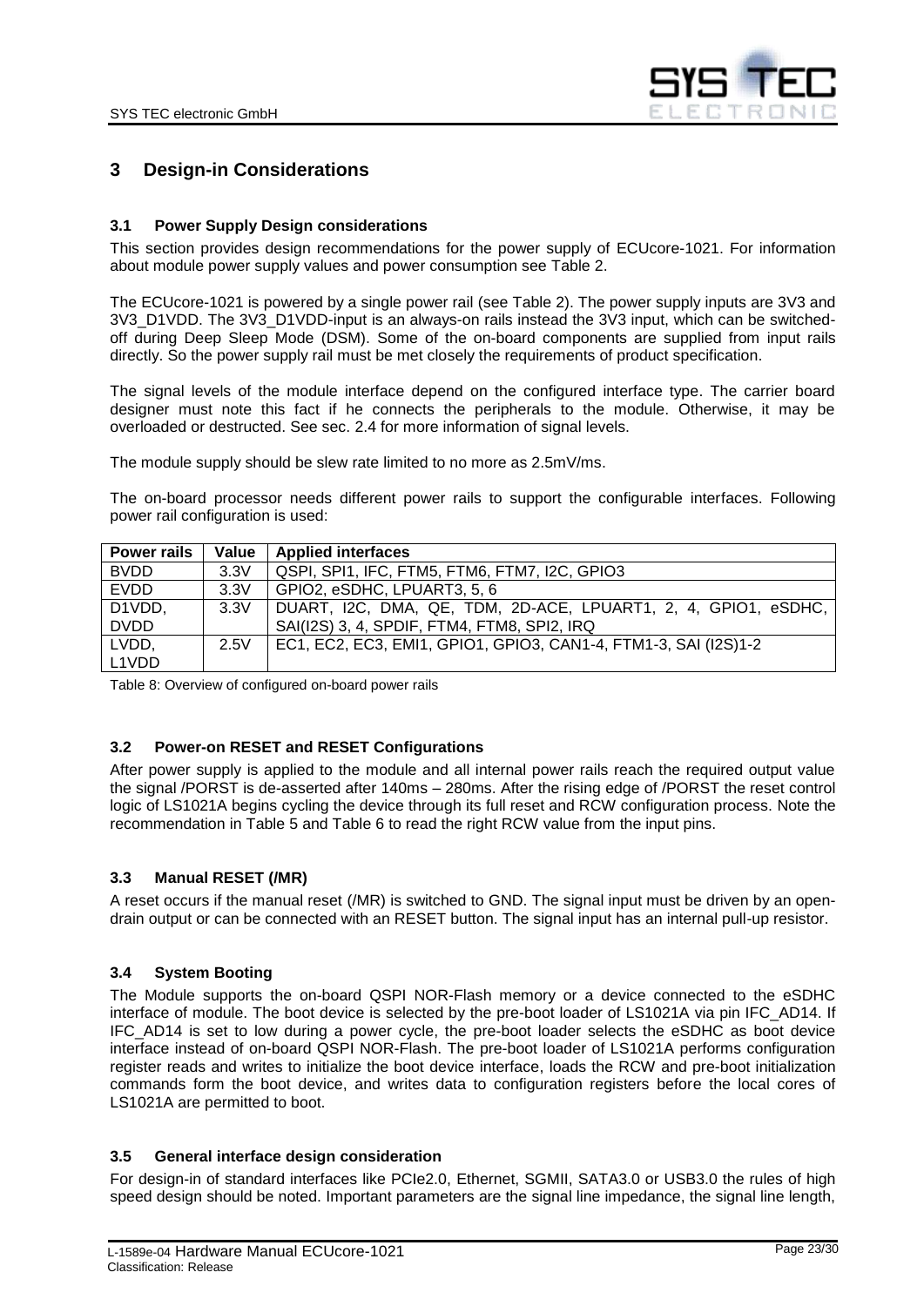# 3 Design-in Considerations

## 3.1 Power Supply Design considerations

This section provides design recommendations for the power supply of ECUcore-1021. For information about module power supply values and power consumption see Table 2.

The ECUcore-1021 is powered by a single power rail (see Table 2). The power supply inputs are 3V3 and 3V3_D1VDD. The 3V3_D1VDD-input is an always-on rails instead the 3V3 input, which can be switched-off during Deep Sleep Mode (DSM). Some of the on-board components are supplied from input rails directly. So the power supply rail must be met closely the requirements of product specification.

The signal levels of the module interface depend on the configured interface type. The carrier board designer must note this fact if he connects the peripherals to the module. Otherwise, it may be overloaded or destructed. See sec. 2.4 for more information of signal levels.

The module supply should be slew rate limited to no more as 2.5mV/ms.

The on-board processor needs different power rails to support the configurable interfaces. Following power rail configuration is used:

| Power rails | Value | Applied interfaces |
|---|---|---|
| BVDD | 3.3V | QSPI, SPI1, IFC, FTM5, FTM6, FTM7, I2C, GPIO3 |
| EVDD | 3.3V | GPIO2, eSDHC, LPUART3, 5, 6 |
| D1VDD, DVDD | 3.3V | DUART, I2C, DMA, QE, TDM, 2D-ACE, LPUART1, 2, 4, GPIO1, eSDHC, SAI(I2S) 3, 4, SPDIF, FTM4, FTM8, SPI2, IRQ |
| LVDD, L1VDD | 2.5V | EC1, EC2, EC3, EMI1, GPIO1, GPIO3, CAN1-4, FTM1-3, SAI (I2S)1-2 |

Table 8: Overview of configured on-board power rails

## 3.2 Power-on RESET and RESET Configurations

After power supply is applied to the module and all internal power rails reach the required output value the signal /PORST is de-asserted after 140ms – 280ms. After the rising edge of /PORST the reset control logic of LS1021A begins cycling the device through its full reset and RCW configuration process. Note the recommendation in Table 5 and Table 6 to read the right RCW value from the input pins.

## 3.3 Manual RESET (/MR)

A reset occurs if the manual reset (/MR) is switched to GND. The signal input must be driven by an open-drain output or can be connected with an RESET button. The signal input has an internal pull-up resistor.

## 3.4 System Booting

The Module supports the on-board QSPI NOR-Flash memory or a device connected to the eSDHC interface of module. The boot device is selected by the pre-boot loader of LS1021A via pin IFC_AD14. If IFC_AD14 is set to low during a power cycle, the pre-boot loader selects the eSDHC as boot device interface instead of on-board QSPI NOR-Flash. The pre-boot loader of LS1021A performs configuration register reads and writes to initialize the boot device interface, loads the RCW and pre-boot initialization commands form the boot device, and writes data to configuration registers before the local cores of LS1021A are permitted to boot.

## 3.5 General interface design consideration

For design-in of standard interfaces like PCIe2.0, Ethernet, SGMII, SATA3.0 or USB3.0 the rules of high speed design should be noted. Important parameters are the signal line impedance, the signal line length,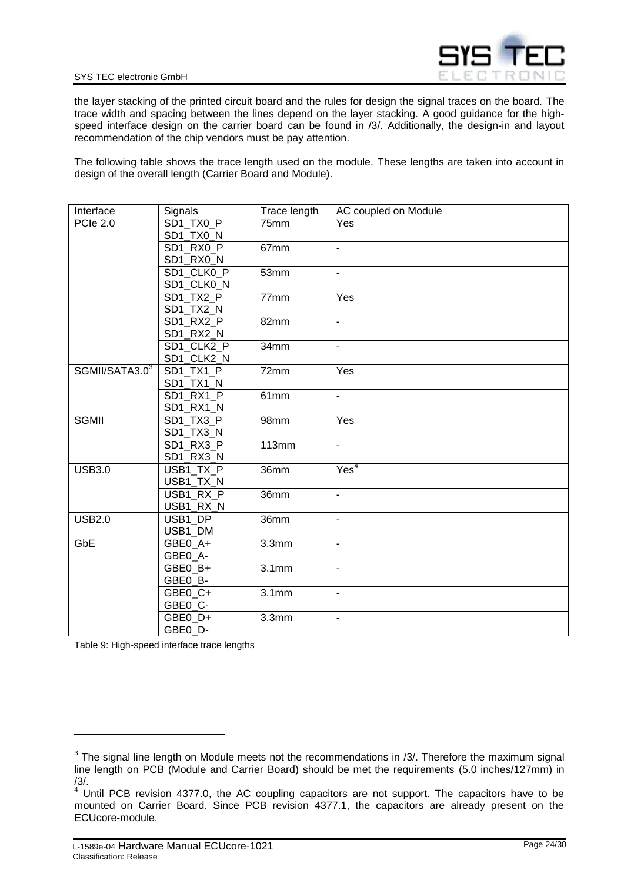the layer stacking of the printed circuit board and the rules for design the signal traces on the board. The trace width and spacing between the lines depend on the layer stacking. A good guidance for the high-speed interface design on the carrier board can be found in /3/. Additionally, the design-in and layout recommendation of the chip vendors must be pay attention.

The following table shows the trace length used on the module. These lengths are taken into account in design of the overall length (Carrier Board and Module).

| Interface | Signals | Trace length | AC coupled on Module |
|---|---|---|---|
| PCIe 2.0 | SD1_TX0_P SD1_TX0_N | 75mm | Yes |
| | SD1_RX0_P SD1_RX0_N | 67mm | - |
| | SD1_CLK0_P SD1_CLK0_N | 53mm | - |
| | SD1_TX2_P SD1_TX2_N | 77mm | Yes |
| | SD1_RX2_P SD1_RX2_N | 82mm | - |
| | SD1_CLK2_P SD1_CLK2_N | 34mm | - |
| SGMII/SATA3.0[3] | SD1_TX1_P SD1_TX1_N | 72mm | Yes |
| | SD1_RX1_P SD1_RX1_N | 61mm | - |
| SGMII | SD1_TX3_P SD1_TX3_N | 98mm | Yes |
| | SD1_RX3_P SD1_RX3_N | 113mm | - |
| USB3.0 | USB1_TX_P USB1_TX_N | 36mm | Yes[4] |
| | USB1_RX_P USB1_RX_N | 36mm | - |
| USB2.0 | USB1_DP USB1_DM | 36mm | - |
| GbE | GBE0_A+ GBE0_A- | 3.3mm | - |
| | GBE0_B+ GBE0_B- | 3.1mm | - |
| | GBE0_C+ GBE0_C- | 3.1mm | - |
| | GBE0_D+ GBE0_D- | 3.3mm | - |

Table 9: High-speed interface trace lengths

[3] The signal line length on Module meets not the recommendations in /3/. Therefore the maximum signal line length on PCB (Module and Carrier Board) should be met the requirements (5.0 inches/127mm) in /3/.

[4] Until PCB revision 4377.0, the AC coupling capacitors are not support. The capacitors have to be mounted on Carrier Board. Since PCB revision 4377.1, the capacitors are already present on the ECUcore-module.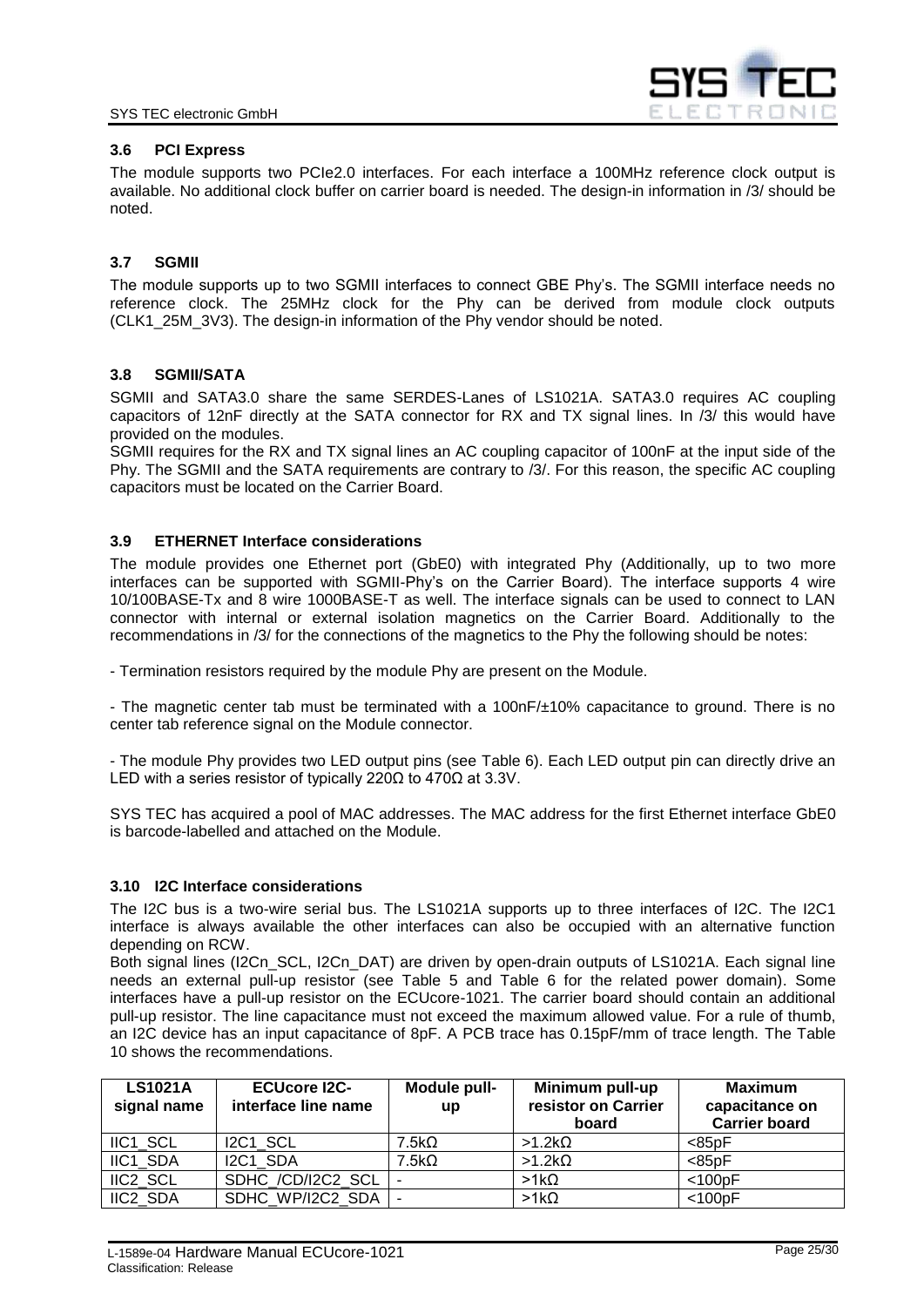### 3.6 PCI Express

The module supports two PCIe2.0 interfaces. For each interface a 100MHz reference clock output is available. No additional clock buffer on carrier board is needed. The design-in information in /3/ should be noted.

### 3.7 SGMII

The module supports up to two SGMII interfaces to connect GBE Phy's. The SGMII interface needs no reference clock. The 25MHz clock for the Phy can be derived from module clock outputs (CLK1_25M_3V3). The design-in information of the Phy vendor should be noted.

### 3.8 SGMII/SATA

SGMII and SATA3.0 share the same SERDES-Lanes of LS1021A. SATA3.0 requires AC coupling capacitors of 12nF directly at the SATA connector for RX and TX signal lines. In /3/ this would have provided on the modules.

SGMII requires for the RX and TX signal lines an AC coupling capacitor of 100nF at the input side of the Phy. The SGMII and the SATA requirements are contrary to /3/. For this reason, the specific AC coupling capacitors must be located on the Carrier Board.

### 3.9 ETHERNET Interface considerations

The module provides one Ethernet port (GbE0) with integrated Phy (Additionally, up to two more interfaces can be supported with SGMII-Phy's on the Carrier Board). The interface supports 4 wire 10/100BASE-Tx and 8 wire 1000BASE-T as well. The interface signals can be used to connect to LAN connector with internal or external isolation magnetics on the Carrier Board. Additionally to the recommendations in /3/ for the connections of the magnetics to the Phy the following should be notes:

- Termination resistors required by the module Phy are present on the Module.

- The magnetic center tab must be terminated with a 100nF/±10% capacitance to ground. There is no center tab reference signal on the Module connector.

- The module Phy provides two LED output pins (see Table 6). Each LED output pin can directly drive an LED with a series resistor of typically 220Ω to 470Ω at 3.3V.

SYS TEC has acquired a pool of MAC addresses. The MAC address for the first Ethernet interface GbE0 is barcode-labelled and attached on the Module.

### 3.10 I2C Interface considerations

The I2C bus is a two-wire serial bus. The LS1021A supports up to three interfaces of I2C. The I2C1 interface is always available the other interfaces can also be occupied with an alternative function depending on RCW.

Both signal lines (I2Cn_SCL, I2Cn_DAT) are driven by open-drain outputs of LS1021A. Each signal line needs an external pull-up resistor (see Table 5 and Table 6 for the related power domain). Some interfaces have a pull-up resistor on the ECUcore-1021. The carrier board should contain an additional pull-up resistor. The line capacitance must not exceed the maximum allowed value. For a rule of thumb, an I2C device has an input capacitance of 8pF. A PCB trace has 0.15pF/mm of trace length. The Table 10 shows the recommendations.

| LS1021A signal name | ECUcore I2C-interface line name | Module pull-up | Minimum pull-up resistor on Carrier board | Maximum capacitance on Carrier board |
|---|---|---|---|---|
| IIC1_SCL | I2C1_SCL | 7.5kΩ | >1.2kΩ | <85pF |
| IIC1_SDA | I2C1_SDA | 7.5kΩ | >1.2kΩ | <85pF |
| IIC2_SCL | SDHC_/CD/I2C2_SCL | - | >1kΩ | <100pF |
| IIC2_SDA | SDHC_WP/I2C2_SDA | - | >1kΩ | <100pF |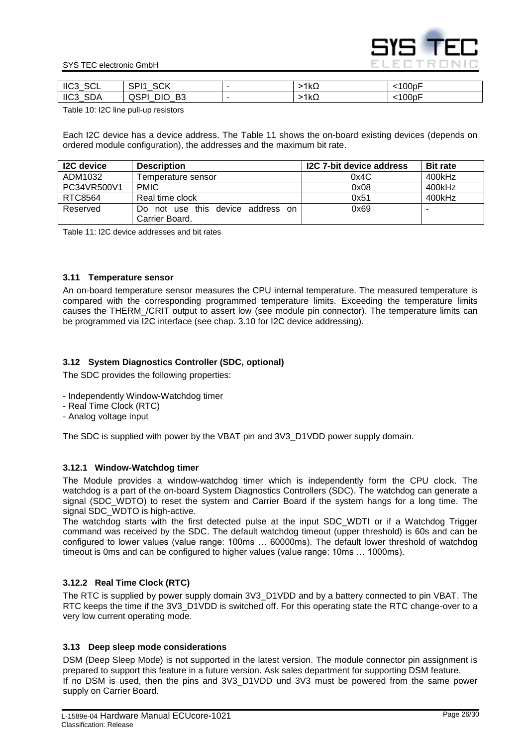| IIC3_SCL | SPI1_SCK | - | >1kΩ | <100pF |
|---|---|---|---|---|
| IIC3_SDA | QSPI_DIO_B3 | - | >1kΩ | <100pF |

Table 10: I2C line pull-up resistors

Each I2C device has a device address. The Table 11 shows the on-board existing devices (depends on ordered module configuration), the addresses and the maximum bit rate.

| I2C device | Description | I2C 7-bit device address | Bit rate |
|---|---|---|---|
| ADM1032 | Temperature sensor | 0x4C | 400kHz |
| PC34VR500V1 | PMIC | 0x08 | 400kHz |
| RTC8564 | Real time clock | 0x51 | 400kHz |
| Reserved | Do not use this device address on Carrier Board. | 0x69 | - |

Table 11: I2C device addresses and bit rates

### 3.11 Temperature sensor

An on-board temperature sensor measures the CPU internal temperature. The measured temperature is compared with the corresponding programmed temperature limits. Exceeding the temperature limits causes the THERM_/CRIT output to assert low (see module pin connector). The temperature limits can be programmed via I2C interface (see chap. 3.10 for I2C device addressing).

### 3.12 System Diagnostics Controller (SDC, optional)

The SDC provides the following properties:

- Independently Window-Watchdog timer
- Real Time Clock (RTC)
- Analog voltage input

The SDC is supplied with power by the VBAT pin and 3V3_D1VDD power supply domain.

#### 3.12.1 Window-Watchdog timer

The Module provides a window-watchdog timer which is independently form the CPU clock. The watchdog is a part of the on-board System Diagnostics Controllers (SDC). The watchdog can generate a signal (SDC_WDTO) to reset the system and Carrier Board if the system hangs for a long time. The signal SDC_WDTO is high-active.
The watchdog starts with the first detected pulse at the input SDC_WDTI or if a Watchdog Trigger command was received by the SDC. The default watchdog timeout (upper threshold) is 60s and can be configured to lower values (value range: 100ms … 60000ms). The default lower threshold of watchdog timeout is 0ms and can be configured to higher values (value range: 10ms … 1000ms).

#### 3.12.2 Real Time Clock (RTC)

The RTC is supplied by power supply domain 3V3_D1VDD and by a battery connected to pin VBAT. The RTC keeps the time if the 3V3_D1VDD is switched off. For this operating state the RTC change-over to a very low current operating mode.

### 3.13 Deep sleep mode considerations

DSM (Deep Sleep Mode) is not supported in the latest version. The module connector pin assignment is prepared to support this feature in a future version. Ask sales department for supporting DSM feature.
If no DSM is used, then the pins and 3V3_D1VDD und 3V3 must be powered from the same power supply on Carrier Board.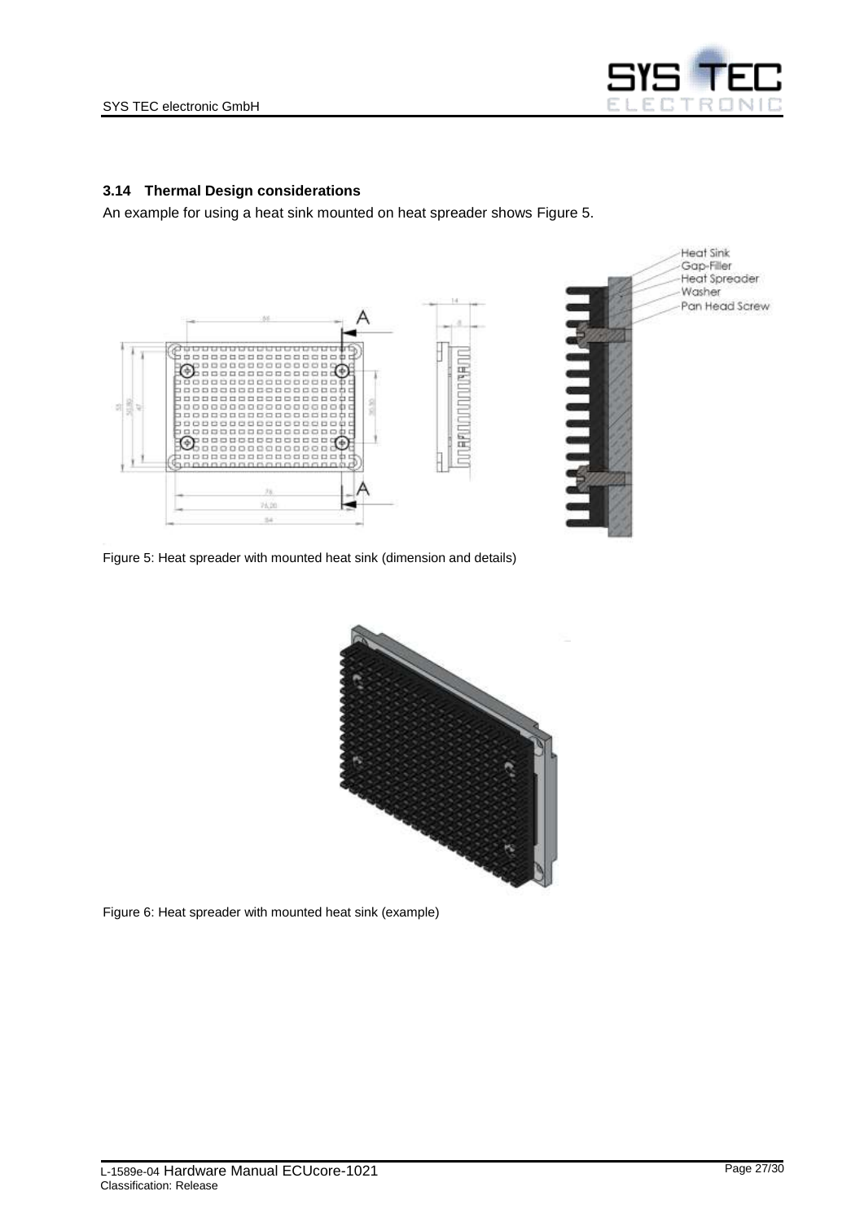### 3.14 Thermal Design considerations

An example for using a heat sink mounted on heat spreader shows Figure 5.

Figure 5: Heat spreader with mounted heat sink (dimension and details)

Figure 6: Heat spreader with mounted heat sink (example)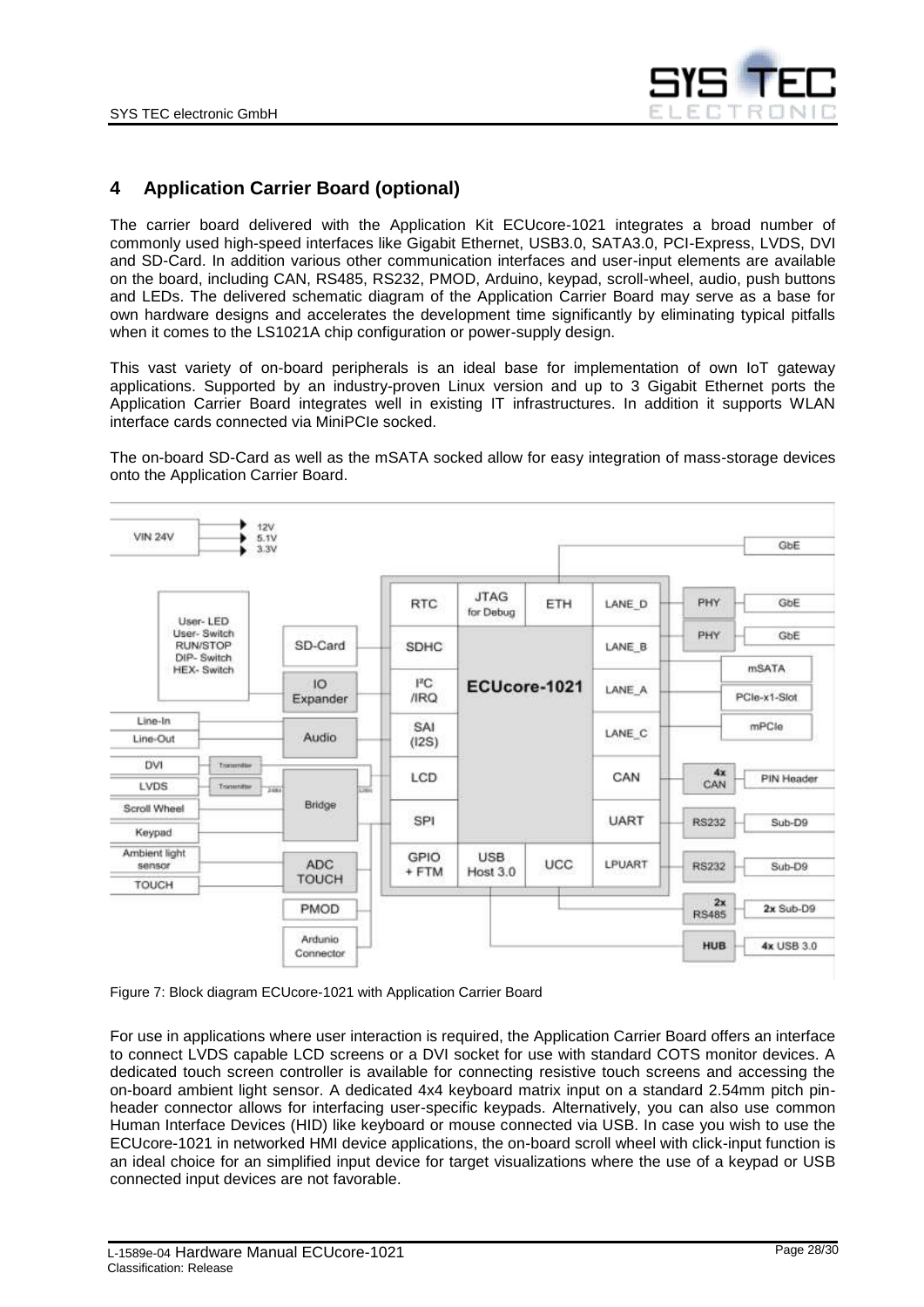# 4 Application Carrier Board (optional)

The carrier board delivered with the Application Kit ECUcore-1021 integrates a broad number of commonly used high-speed interfaces like Gigabit Ethernet, USB3.0, SATA3.0, PCI-Express, LVDS, DVI and SD-Card. In addition various other communication interfaces and user-input elements are available on the board, including CAN, RS485, RS232, PMOD, Arduino, keypad, scroll-wheel, audio, push buttons and LEDs. The delivered schematic diagram of the Application Carrier Board may serve as a base for own hardware designs and accelerates the development time significantly by eliminating typical pitfalls when it comes to the LS1021A chip configuration or power-supply design.

This vast variety of on-board peripherals is an ideal base for implementation of own IoT gateway applications. Supported by an industry-proven Linux version and up to 3 Gigabit Ethernet ports the Application Carrier Board integrates well in existing IT infrastructures. In addition it supports WLAN interface cards connected via MiniPCIe socked.

The on-board SD-Card as well as the mSATA socked allow for easy integration of mass-storage devices onto the Application Carrier Board.

Figure 7: Block diagram ECUcore-1021 with Application Carrier Board

For use in applications where user interaction is required, the Application Carrier Board offers an interface to connect LVDS capable LCD screens or a DVI socket for use with standard COTS monitor devices. A dedicated touch screen controller is available for connecting resistive touch screens and accessing the on-board ambient light sensor. A dedicated 4x4 keyboard matrix input on a standard 2.54mm pitch pin-header connector allows for interfacing user-specific keypads. Alternatively, you can also use common Human Interface Devices (HID) like keyboard or mouse connected via USB. In case you wish to use the ECUcore-1021 in networked HMI device applications, the on-board scroll wheel with click-input function is an ideal choice for an simplified input device for target visualizations where the use of a keypad or USB connected input devices are not favorable.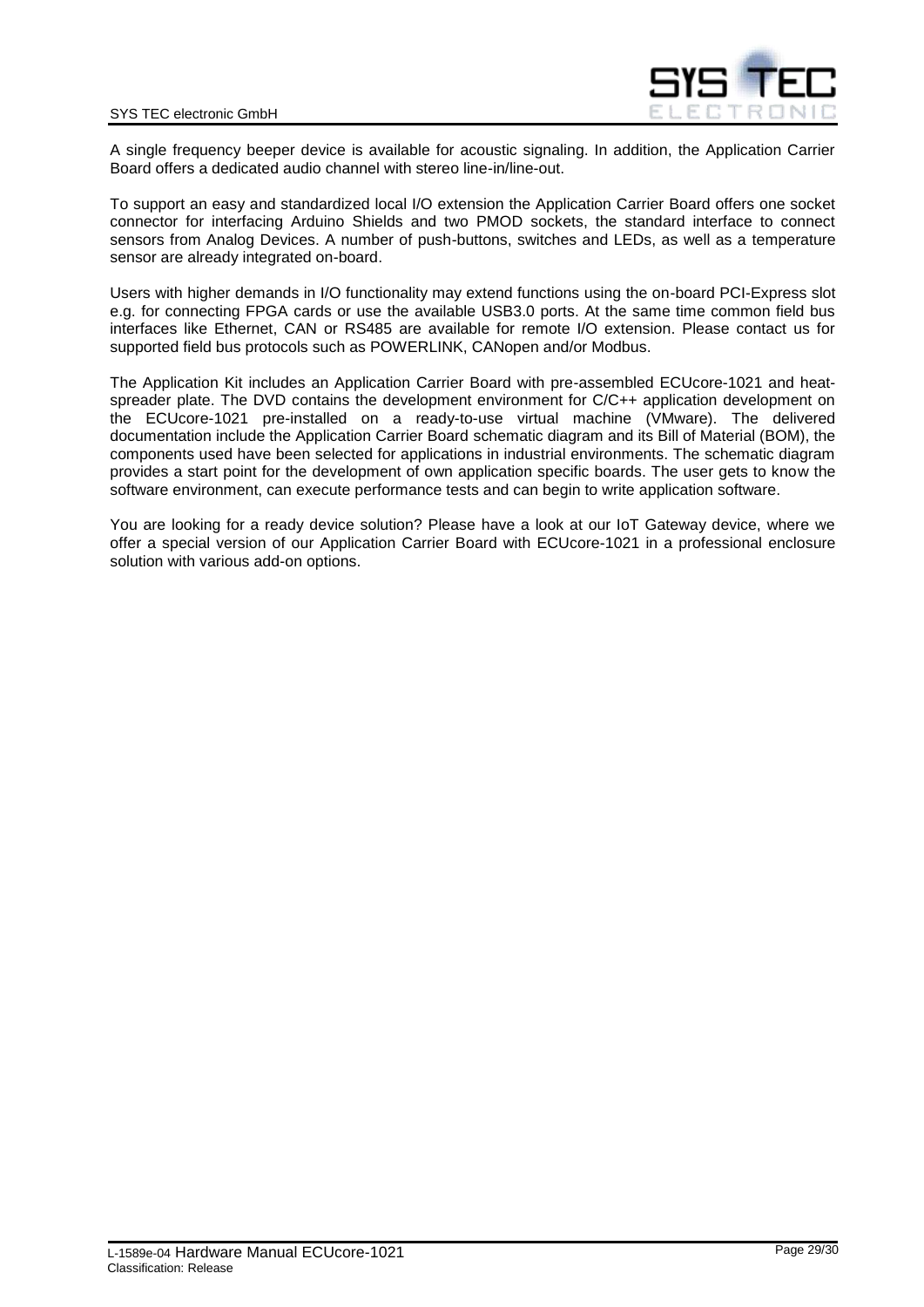A single frequency beeper device is available for acoustic signaling. In addition, the Application Carrier Board offers a dedicated audio channel with stereo line-in/line-out.

To support an easy and standardized local I/O extension the Application Carrier Board offers one socket connector for interfacing Arduino Shields and two PMOD sockets, the standard interface to connect sensors from Analog Devices. A number of push-buttons, switches and LEDs, as well as a temperature sensor are already integrated on-board.

Users with higher demands in I/O functionality may extend functions using the on-board PCI-Express slot e.g. for connecting FPGA cards or use the available USB3.0 ports. At the same time common field bus interfaces like Ethernet, CAN or RS485 are available for remote I/O extension. Please contact us for supported field bus protocols such as POWERLINK, CANopen and/or Modbus.

The Application Kit includes an Application Carrier Board with pre-assembled ECUcore-1021 and heat-spreader plate. The DVD contains the development environment for C/C++ application development on the ECUcore-1021 pre-installed on a ready-to-use virtual machine (VMware). The delivered documentation include the Application Carrier Board schematic diagram and its Bill of Material (BOM), the components used have been selected for applications in industrial environments. The schematic diagram provides a start point for the development of own application specific boards. The user gets to know the software environment, can execute performance tests and can begin to write application software.

You are looking for a ready device solution? Please have a look at our IoT Gateway device, where we offer a special version of our Application Carrier Board with ECUcore-1021 in a professional enclosure solution with various add-on options.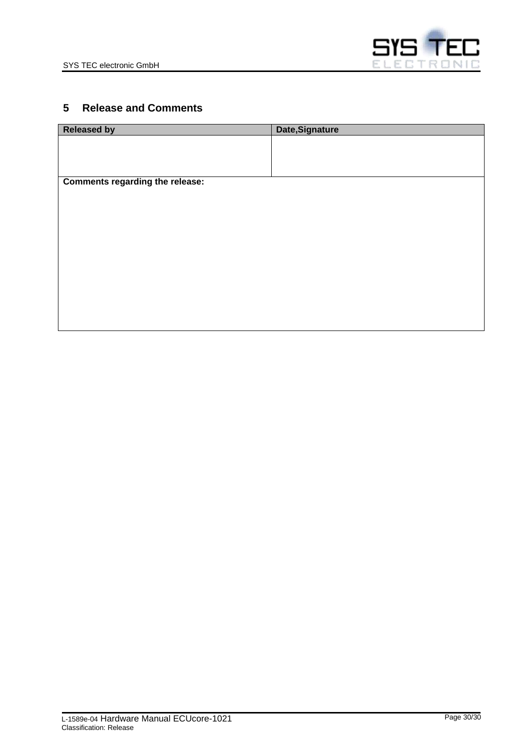## 5 Release and Comments

| Released by | Date,Signature |
|---|---|
| | |
| **Comments regarding the release:** | |